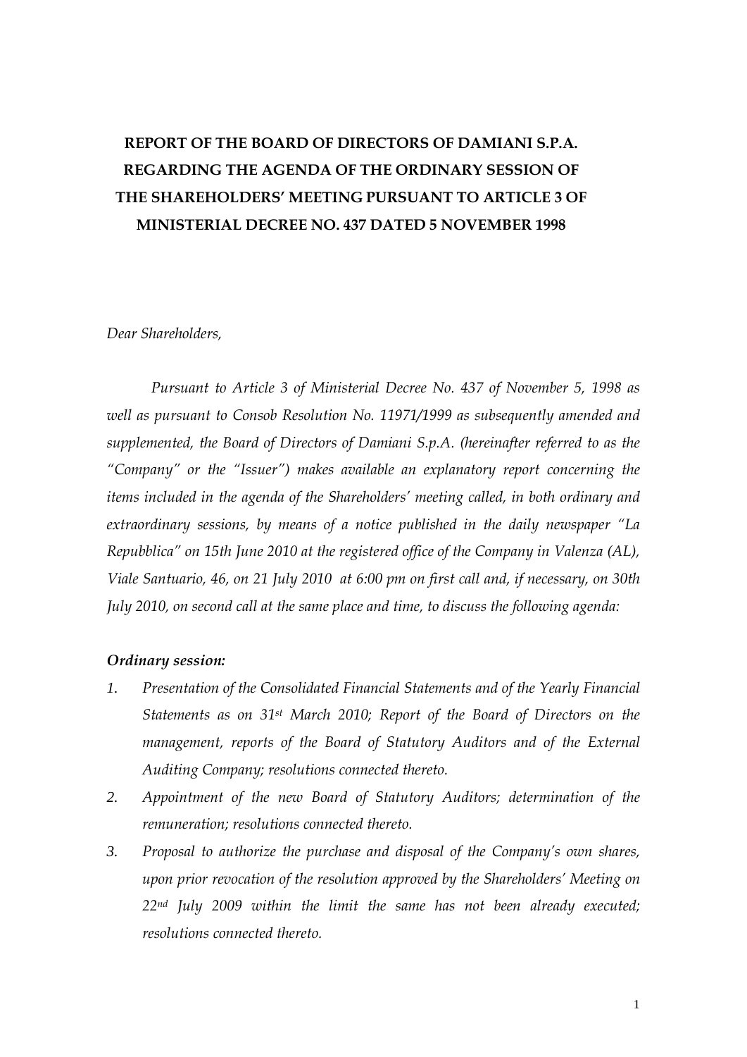# REPORT OF THE BOARD OF DIRECTORS OF DAMIANI S.P.A. REGARDING THE AGENDA OF THE ORDINARY SESSION OF THE SHAREHOLDERS' MEETING PURSUANT TO ARTICLE 3 OF MINISTERIAL DECREE NO. 437 DATED 5 NOVEMBER 1998

*Dear Shareholders,*

*Pursuant to Article 3 of Ministerial Decree No. 437 of November 5, 1998 as well as pursuant to Consob Resolution No. 11971/1999 as subsequently amended and supplemented, the Board of Directors of Damiani S.p.A. (hereinafter referred to as the "Company" or the "Issuer") makes available an explanatory report concerning the items included in the agenda of the Shareholders' meeting called, in both ordinary and extraordinary sessions, by means of a notice published in the daily newspaper "La Repubblica" on 15th June 2010 at the registered office of the Company in Valenza (AL), Viale Santuario, 46, on 21 July 2010 at 6:00 pm on first call and, if necessary, on 30th July 2010, on second call at the same place and time, to discuss the following agenda:*

***Ordinary session:***

1. *Presentation of the Consolidated Financial Statements and of the Yearly Financial Statements as on 31st March 2010; Report of the Board of Directors on the management, reports of the Board of Statutory Auditors and of the External Auditing Company; resolutions connected thereto.*
2. *Appointment of the new Board of Statutory Auditors; determination of the remuneration; resolutions connected thereto.*
3. *Proposal to authorize the purchase and disposal of the Company's own shares, upon prior revocation of the resolution approved by the Shareholders' Meeting on 22nd July 2009 within the limit the same has not been already executed; resolutions connected thereto.*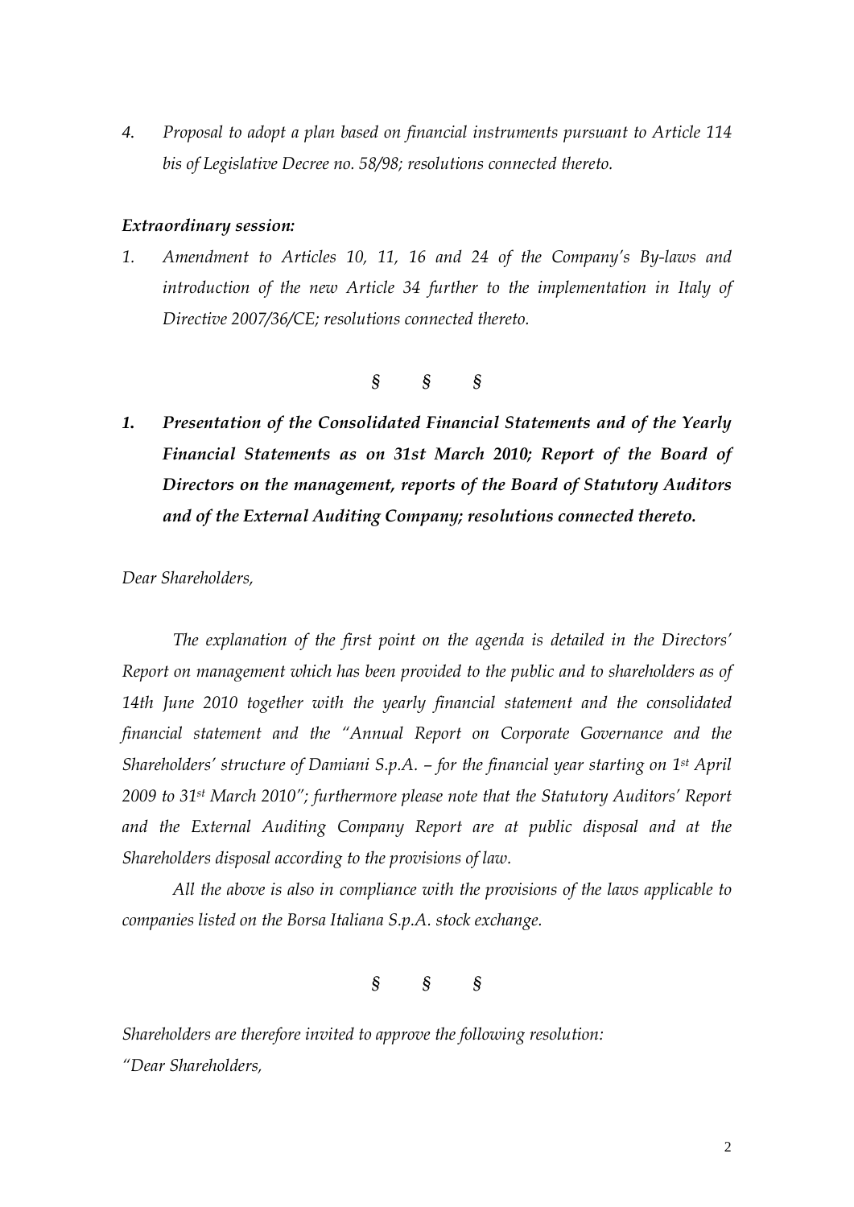4. *Proposal to adopt a plan based on financial instruments pursuant to Article 114 bis of Legislative Decree no. 58/98; resolutions connected thereto.*

***Extraordinary session:***

1. *Amendment to Articles 10, 11, 16 and 24 of the Company's By-laws and introduction of the new Article 34 further to the implementation in Italy of Directive 2007/36/CE; resolutions connected thereto.*

*§ § §*

***1. Presentation of the Consolidated Financial Statements and of the Yearly Financial Statements as on 31st March 2010; Report of the Board of Directors on the management, reports of the Board of Statutory Auditors and of the External Auditing Company; resolutions connected thereto.***

*Dear Shareholders,*

*The explanation of the first point on the agenda is detailed in the Directors' Report on management which has been provided to the public and to shareholders as of 14th June 2010 together with the yearly financial statement and the consolidated financial statement and the "Annual Report on Corporate Governance and the Shareholders' structure of Damiani S.p.A. – for the financial year starting on 1st April 2009 to 31st March 2010"; furthermore please note that the Statutory Auditors' Report and the External Auditing Company Report are at public disposal and at the Shareholders disposal according to the provisions of law.*

*All the above is also in compliance with the provisions of the laws applicable to companies listed on the Borsa Italiana S.p.A. stock exchange.*

*§ § §*

*Shareholders are therefore invited to approve the following resolution:*

*"Dear Shareholders,*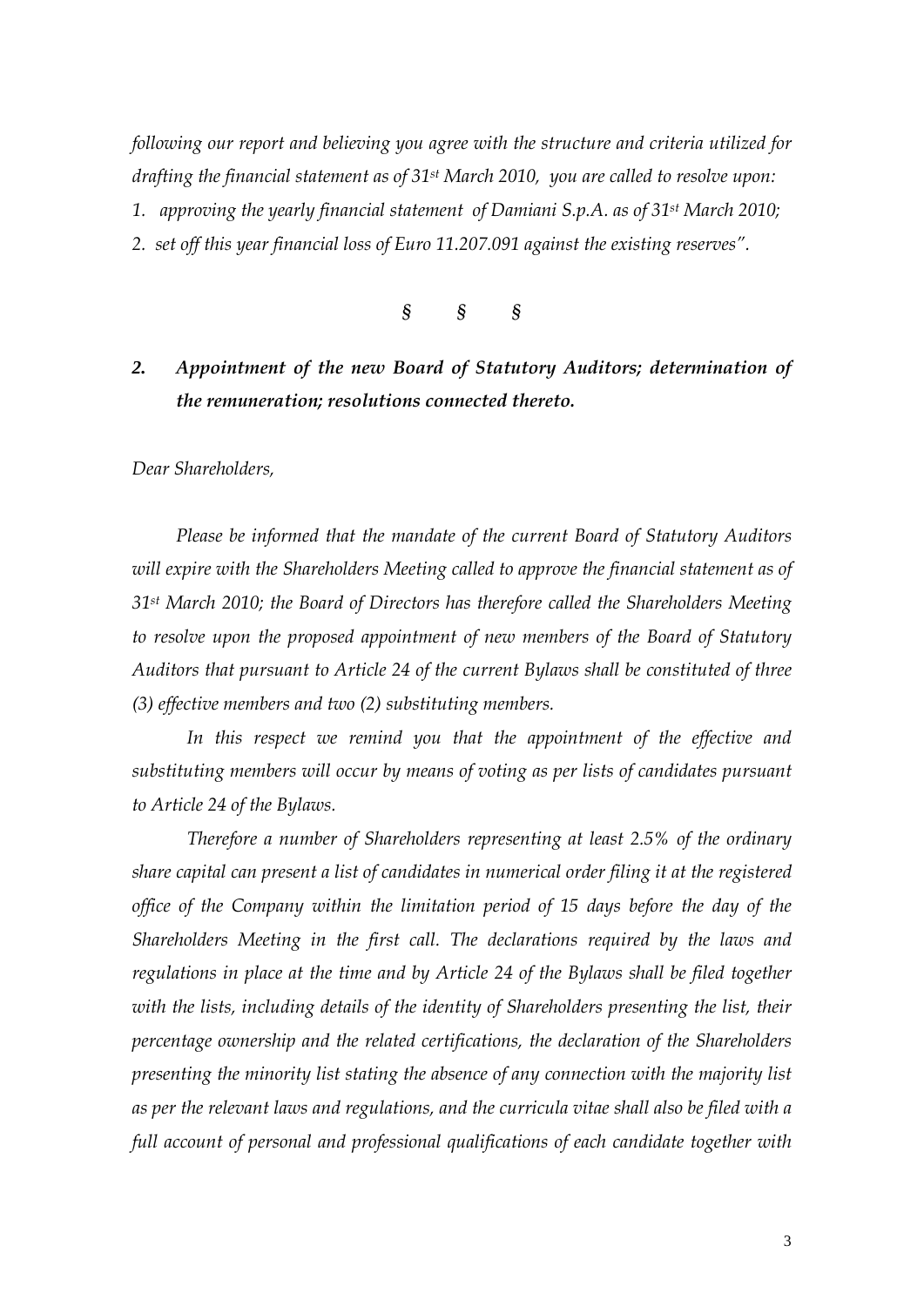*following our report and believing you agree with the structure and criteria utilized for drafting the financial statement as of 31st March 2010, you are called to resolve upon:*

*1. approving the yearly financial statement of Damiani S.p.A. as of 31st March 2010;*

*2. set off this year financial loss of Euro 11.207.091 against the existing reserves".*

§ § §

## *2. Appointment of the new Board of Statutory Auditors; determination of the remuneration; resolutions connected thereto.*

*Dear Shareholders,*

*Please be informed that the mandate of the current Board of Statutory Auditors will expire with the Shareholders Meeting called to approve the financial statement as of 31st March 2010; the Board of Directors has therefore called the Shareholders Meeting to resolve upon the proposed appointment of new members of the Board of Statutory Auditors that pursuant to Article 24 of the current Bylaws shall be constituted of three (3) effective members and two (2) substituting members.*

*In this respect we remind you that the appointment of the effective and substituting members will occur by means of voting as per lists of candidates pursuant to Article 24 of the Bylaws.*

*Therefore a number of Shareholders representing at least 2.5% of the ordinary share capital can present a list of candidates in numerical order filing it at the registered office of the Company within the limitation period of 15 days before the day of the Shareholders Meeting in the first call. The declarations required by the laws and regulations in place at the time and by Article 24 of the Bylaws shall be filed together with the lists, including details of the identity of Shareholders presenting the list, their percentage ownership and the related certifications, the declaration of the Shareholders presenting the minority list stating the absence of any connection with the majority list as per the relevant laws and regulations, and the curricula vitae shall also be filed with a full account of personal and professional qualifications of each candidate together with*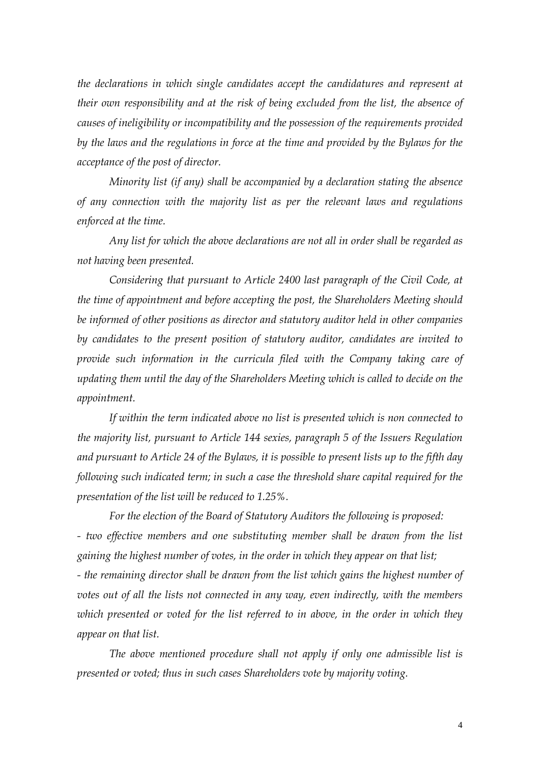*the declarations in which single candidates accept the candidatures and represent at their own responsibility and at the risk of being excluded from the list, the absence of causes of ineligibility or incompatibility and the possession of the requirements provided by the laws and the regulations in force at the time and provided by the Bylaws for the acceptance of the post of director.*

*Minority list (if any) shall be accompanied by a declaration stating the absence of any connection with the majority list as per the relevant laws and regulations enforced at the time.*

*Any list for which the above declarations are not all in order shall be regarded as not having been presented.*

*Considering that pursuant to Article 2400 last paragraph of the Civil Code, at the time of appointment and before accepting the post, the Shareholders Meeting should be informed of other positions as director and statutory auditor held in other companies by candidates to the present position of statutory auditor, candidates are invited to provide such information in the curricula filed with the Company taking care of updating them until the day of the Shareholders Meeting which is called to decide on the appointment.*

*If within the term indicated above no list is presented which is non connected to the majority list, pursuant to Article 144 sexies, paragraph 5 of the Issuers Regulation and pursuant to Article 24 of the Bylaws, it is possible to present lists up to the fifth day following such indicated term; in such a case the threshold share capital required for the presentation of the list will be reduced to 1.25%.*

*For the election of the Board of Statutory Auditors the following is proposed:*

*- two effective members and one substituting member shall be drawn from the list gaining the highest number of votes, in the order in which they appear on that list;*

*- the remaining director shall be drawn from the list which gains the highest number of votes out of all the lists not connected in any way, even indirectly, with the members which presented or voted for the list referred to in above, in the order in which they appear on that list.*

*The above mentioned procedure shall not apply if only one admissible list is presented or voted; thus in such cases Shareholders vote by majority voting.*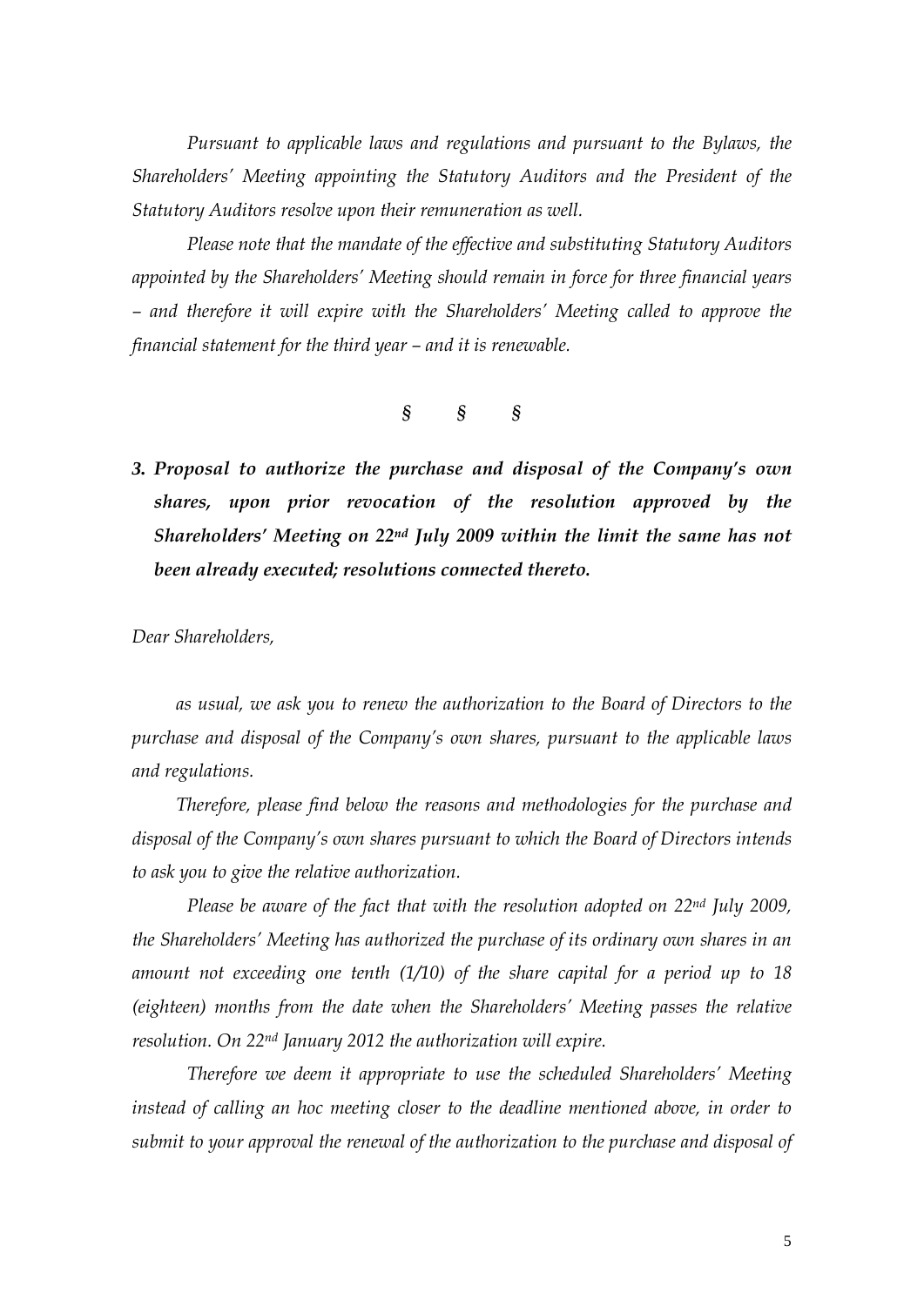*Pursuant to applicable laws and regulations and pursuant to the Bylaws, the Shareholders' Meeting appointing the Statutory Auditors and the President of the Statutory Auditors resolve upon their remuneration as well.*

*Please note that the mandate of the effective and substituting Statutory Auditors appointed by the Shareholders' Meeting should remain in force for three financial years – and therefore it will expire with the Shareholders' Meeting called to approve the financial statement for the third year – and it is renewable.*

§ § §

***3. Proposal to authorize the purchase and disposal of the Company's own shares, upon prior revocation of the resolution approved by the Shareholders' Meeting on 22nd July 2009 within the limit the same has not been already executed; resolutions connected thereto.***

*Dear Shareholders,*

*as usual, we ask you to renew the authorization to the Board of Directors to the purchase and disposal of the Company's own shares, pursuant to the applicable laws and regulations.*

*Therefore, please find below the reasons and methodologies for the purchase and disposal of the Company's own shares pursuant to which the Board of Directors intends to ask you to give the relative authorization.*

*Please be aware of the fact that with the resolution adopted on 22nd July 2009, the Shareholders' Meeting has authorized the purchase of its ordinary own shares in an amount not exceeding one tenth (1/10) of the share capital for a period up to 18 (eighteen) months from the date when the Shareholders' Meeting passes the relative resolution. On 22nd January 2012 the authorization will expire.*

*Therefore we deem it appropriate to use the scheduled Shareholders' Meeting instead of calling an hoc meeting closer to the deadline mentioned above, in order to submit to your approval the renewal of the authorization to the purchase and disposal of*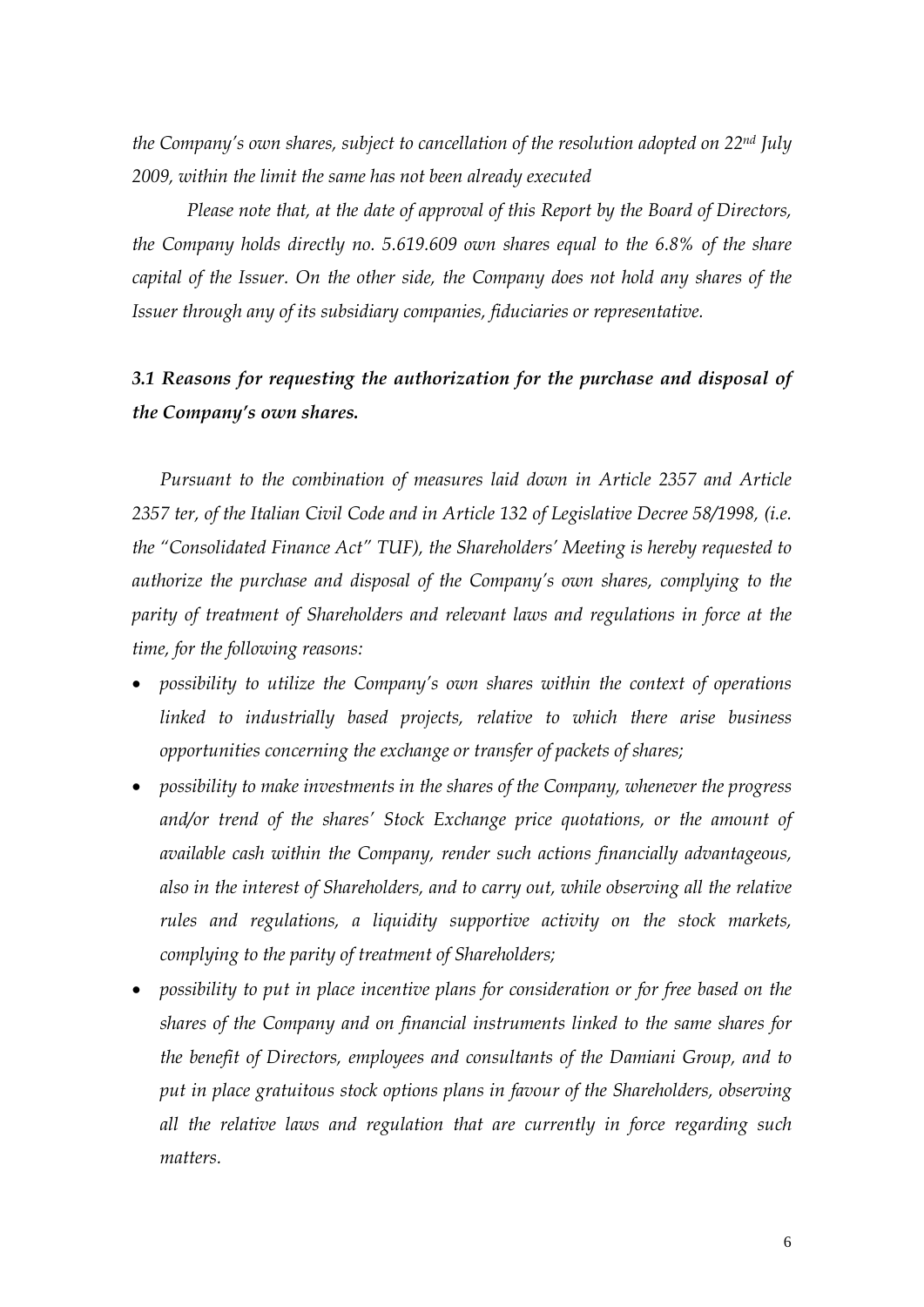*the Company's own shares, subject to cancellation of the resolution adopted on 22nd July 2009, within the limit the same has not been already executed*

*Please note that, at the date of approval of this Report by the Board of Directors, the Company holds directly no. 5.619.609 own shares equal to the 6.8% of the share capital of the Issuer. On the other side, the Company does not hold any shares of the Issuer through any of its subsidiary companies, fiduciaries or representative.*

### *3.1 Reasons for requesting the authorization for the purchase and disposal of the Company's own shares.*

*Pursuant to the combination of measures laid down in Article 2357 and Article 2357 ter, of the Italian Civil Code and in Article 132 of Legislative Decree 58/1998, (i.e. the "Consolidated Finance Act" TUF), the Shareholders' Meeting is hereby requested to authorize the purchase and disposal of the Company's own shares, complying to the parity of treatment of Shareholders and relevant laws and regulations in force at the time, for the following reasons:*

- *possibility to utilize the Company's own shares within the context of operations linked to industrially based projects, relative to which there arise business opportunities concerning the exchange or transfer of packets of shares;*
- *possibility to make investments in the shares of the Company, whenever the progress and/or trend of the shares' Stock Exchange price quotations, or the amount of available cash within the Company, render such actions financially advantageous, also in the interest of Shareholders, and to carry out, while observing all the relative rules and regulations, a liquidity supportive activity on the stock markets, complying to the parity of treatment of Shareholders;*
- *possibility to put in place incentive plans for consideration or for free based on the shares of the Company and on financial instruments linked to the same shares for the benefit of Directors, employees and consultants of the Damiani Group, and to put in place gratuitous stock options plans in favour of the Shareholders, observing all the relative laws and regulation that are currently in force regarding such matters.*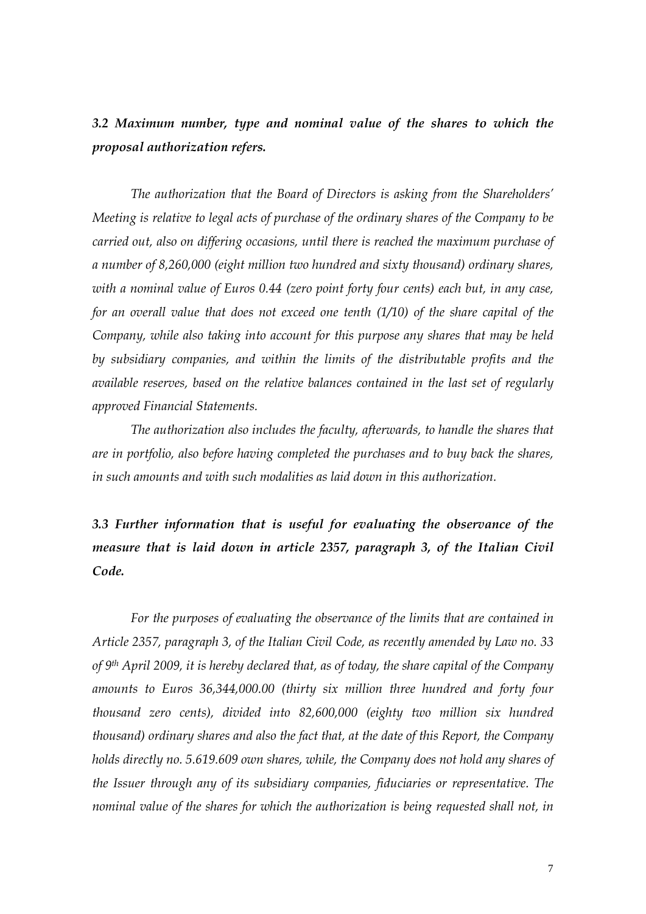### *3.2 Maximum number, type and nominal value of the shares to which the proposal authorization refers.*

*The authorization that the Board of Directors is asking from the Shareholders' Meeting is relative to legal acts of purchase of the ordinary shares of the Company to be carried out, also on differing occasions, until there is reached the maximum purchase of a number of 8,260,000 (eight million two hundred and sixty thousand) ordinary shares, with a nominal value of Euros 0.44 (zero point forty four cents) each but, in any case, for an overall value that does not exceed one tenth (1/10) of the share capital of the Company, while also taking into account for this purpose any shares that may be held by subsidiary companies, and within the limits of the distributable profits and the available reserves, based on the relative balances contained in the last set of regularly approved Financial Statements.*

*The authorization also includes the faculty, afterwards, to handle the shares that are in portfolio, also before having completed the purchases and to buy back the shares, in such amounts and with such modalities as laid down in this authorization.*

### *3.3 Further information that is useful for evaluating the observance of the measure that is laid down in article 2357, paragraph 3, of the Italian Civil Code.*

*For the purposes of evaluating the observance of the limits that are contained in Article 2357, paragraph 3, of the Italian Civil Code, as recently amended by Law no. 33 of 9th April 2009, it is hereby declared that, as of today, the share capital of the Company amounts to Euros 36,344,000.00 (thirty six million three hundred and forty four thousand zero cents), divided into 82,600,000 (eighty two million six hundred thousand) ordinary shares and also the fact that, at the date of this Report, the Company holds directly no. 5.619.609 own shares, while, the Company does not hold any shares of the Issuer through any of its subsidiary companies, fiduciaries or representative. The nominal value of the shares for which the authorization is being requested shall not, in*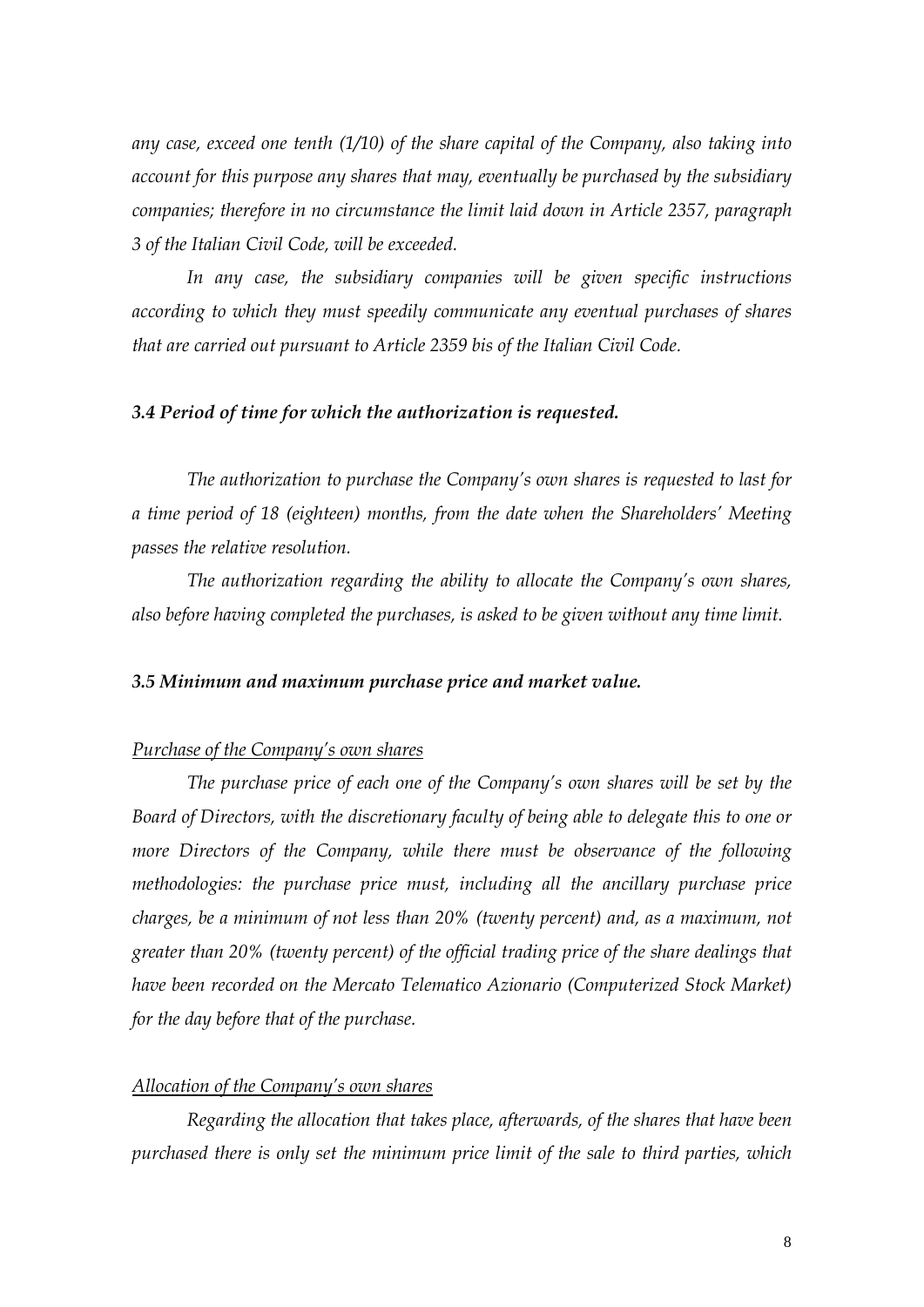*any case, exceed one tenth (1/10) of the share capital of the Company, also taking into account for this purpose any shares that may, eventually be purchased by the subsidiary companies; therefore in no circumstance the limit laid down in Article 2357, paragraph 3 of the Italian Civil Code, will be exceeded.*

*In any case, the subsidiary companies will be given specific instructions according to which they must speedily communicate any eventual purchases of shares that are carried out pursuant to Article 2359 bis of the Italian Civil Code.*

### *3.4 Period of time for which the authorization is requested.*

*The authorization to purchase the Company's own shares is requested to last for a time period of 18 (eighteen) months, from the date when the Shareholders' Meeting passes the relative resolution.*

*The authorization regarding the ability to allocate the Company's own shares, also before having completed the purchases, is asked to be given without any time limit.*

### *3.5 Minimum and maximum purchase price and market value.*

*Purchase of the Company's own shares*

*The purchase price of each one of the Company's own shares will be set by the Board of Directors, with the discretionary faculty of being able to delegate this to one or more Directors of the Company, while there must be observance of the following methodologies: the purchase price must, including all the ancillary purchase price charges, be a minimum of not less than 20% (twenty percent) and, as a maximum, not greater than 20% (twenty percent) of the official trading price of the share dealings that have been recorded on the Mercato Telematico Azionario (Computerized Stock Market) for the day before that of the purchase.*

*Allocation of the Company's own shares*

*Regarding the allocation that takes place, afterwards, of the shares that have been purchased there is only set the minimum price limit of the sale to third parties, which*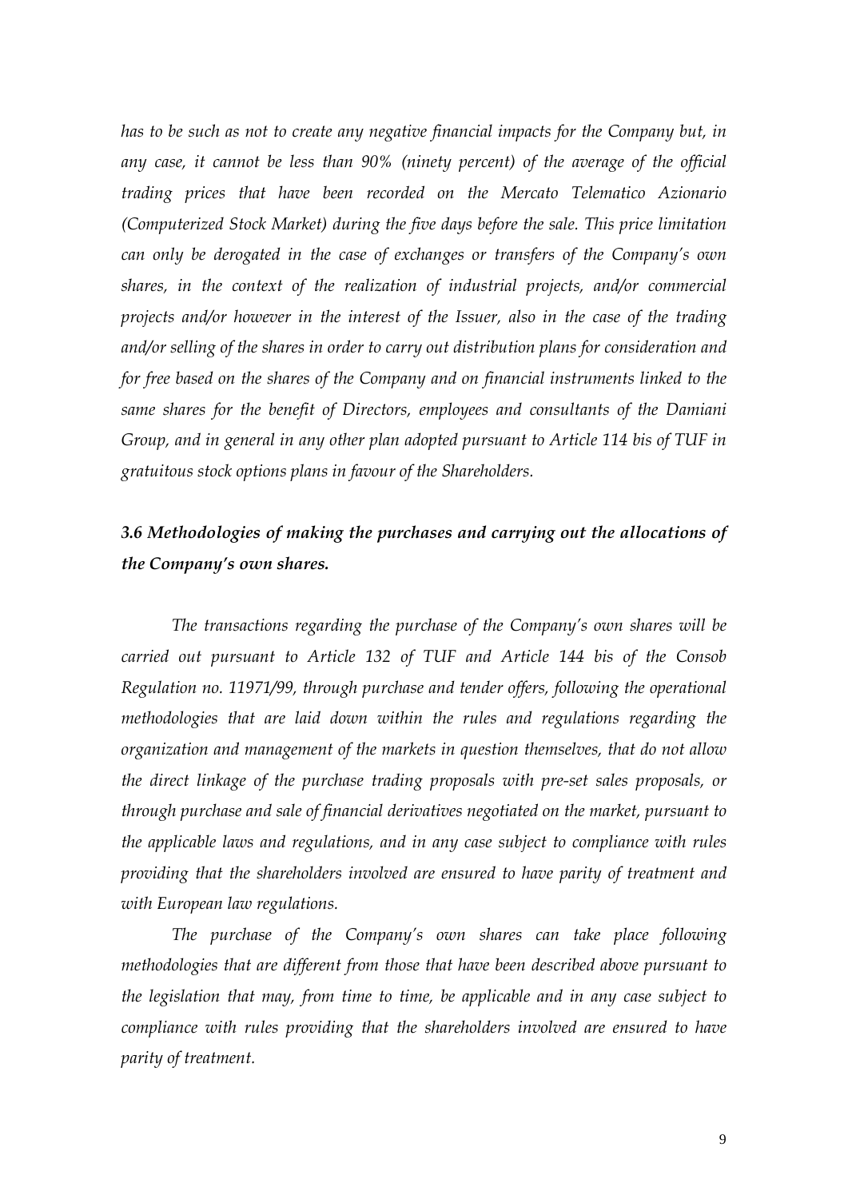*has to be such as not to create any negative financial impacts for the Company but, in any case, it cannot be less than 90% (ninety percent) of the average of the official trading prices that have been recorded on the Mercato Telematico Azionario (Computerized Stock Market) during the five days before the sale. This price limitation can only be derogated in the case of exchanges or transfers of the Company's own shares, in the context of the realization of industrial projects, and/or commercial projects and/or however in the interest of the Issuer, also in the case of the trading and/or selling of the shares in order to carry out distribution plans for consideration and for free based on the shares of the Company and on financial instruments linked to the same shares for the benefit of Directors, employees and consultants of the Damiani Group, and in general in any other plan adopted pursuant to Article 114 bis of TUF in gratuitous stock options plans in favour of the Shareholders.*

### *3.6 Methodologies of making the purchases and carrying out the allocations of the Company's own shares.*

*The transactions regarding the purchase of the Company's own shares will be carried out pursuant to Article 132 of TUF and Article 144 bis of the Consob Regulation no. 11971/99, through purchase and tender offers, following the operational methodologies that are laid down within the rules and regulations regarding the organization and management of the markets in question themselves, that do not allow the direct linkage of the purchase trading proposals with pre-set sales proposals, or through purchase and sale of financial derivatives negotiated on the market, pursuant to the applicable laws and regulations, and in any case subject to compliance with rules providing that the shareholders involved are ensured to have parity of treatment and with European law regulations.*

*The purchase of the Company's own shares can take place following methodologies that are different from those that have been described above pursuant to the legislation that may, from time to time, be applicable and in any case subject to compliance with rules providing that the shareholders involved are ensured to have parity of treatment.*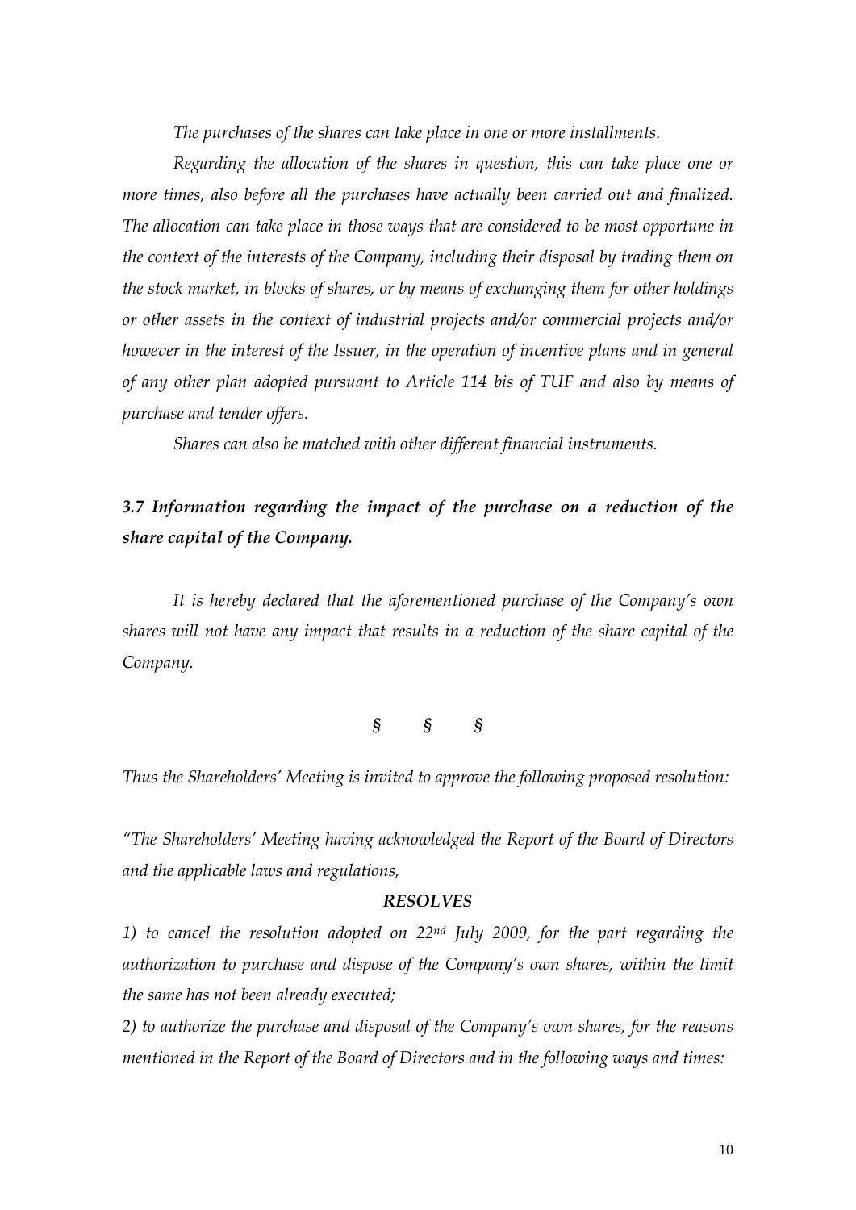*The purchases of the shares can take place in one or more installments.*

*Regarding the allocation of the shares in question, this can take place one or more times, also before all the purchases have actually been carried out and finalized. The allocation can take place in those ways that are considered to be most opportune in the context of the interests of the Company, including their disposal by trading them on the stock market, in blocks of shares, or by means of exchanging them for other holdings or other assets in the context of industrial projects and/or commercial projects and/or however in the interest of the Issuer, in the operation of incentive plans and in general of any other plan adopted pursuant to Article 114 bis of TUF and also by means of purchase and tender offers.*

*Shares can also be matched with other different financial instruments.*

### *3.7 Information regarding the impact of the purchase on a reduction of the share capital of the Company.*

*It is hereby declared that the aforementioned purchase of the Company's own shares will not have any impact that results in a reduction of the share capital of the Company.*

§ § §

*Thus the Shareholders' Meeting is invited to approve the following proposed resolution:*

*"The Shareholders' Meeting having acknowledged the Report of the Board of Directors and the applicable laws and regulations,*

***RESOLVES***

*1) to cancel the resolution adopted on 22nd July 2009, for the part regarding the authorization to purchase and dispose of the Company's own shares, within the limit the same has not been already executed;*

*2) to authorize the purchase and disposal of the Company's own shares, for the reasons mentioned in the Report of the Board of Directors and in the following ways and times:*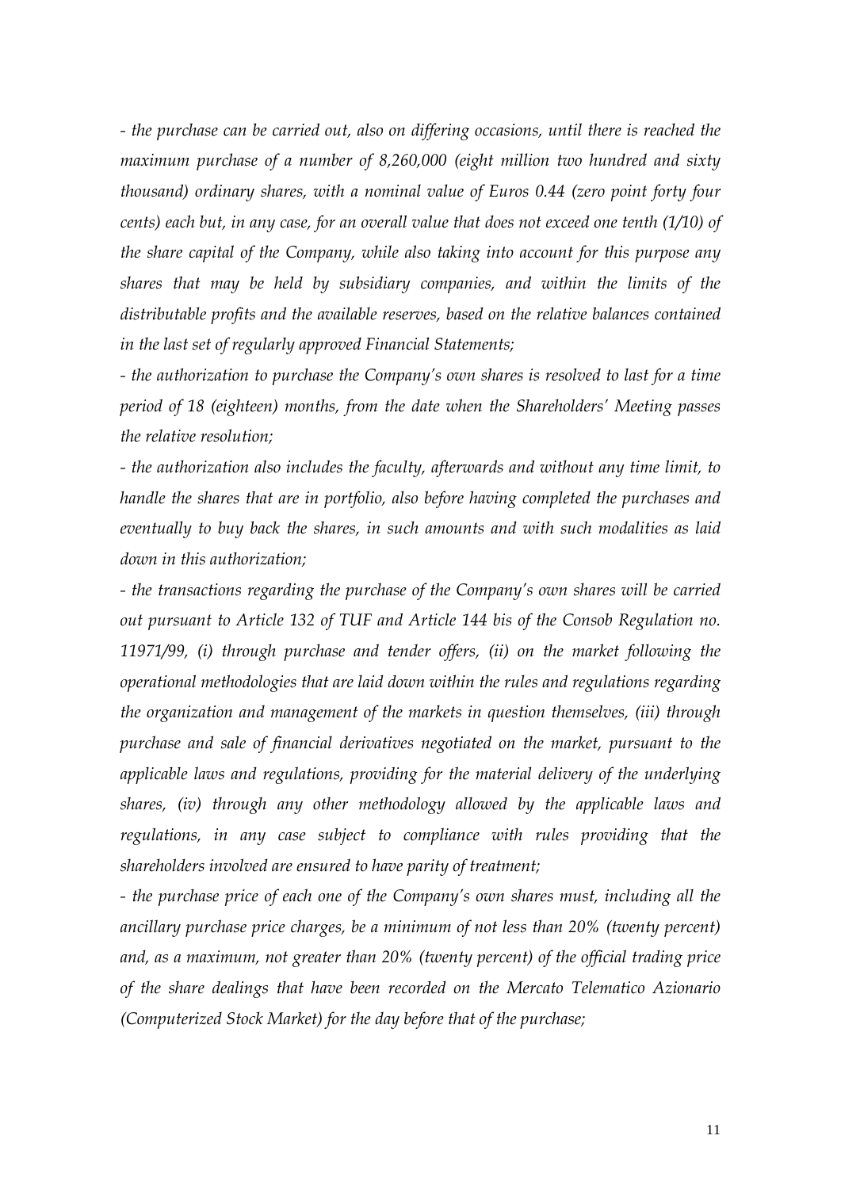*- the purchase can be carried out, also on differing occasions, until there is reached the maximum purchase of a number of 8,260,000 (eight million two hundred and sixty thousand) ordinary shares, with a nominal value of Euros 0.44 (zero point forty four cents) each but, in any case, for an overall value that does not exceed one tenth (1/10) of the share capital of the Company, while also taking into account for this purpose any shares that may be held by subsidiary companies, and within the limits of the distributable profits and the available reserves, based on the relative balances contained in the last set of regularly approved Financial Statements;*

*- the authorization to purchase the Company's own shares is resolved to last for a time period of 18 (eighteen) months, from the date when the Shareholders' Meeting passes the relative resolution;*

*- the authorization also includes the faculty, afterwards and without any time limit, to handle the shares that are in portfolio, also before having completed the purchases and eventually to buy back the shares, in such amounts and with such modalities as laid down in this authorization;*

*- the transactions regarding the purchase of the Company's own shares will be carried out pursuant to Article 132 of TUF and Article 144 bis of the Consob Regulation no. 11971/99, (i) through purchase and tender offers, (ii) on the market following the operational methodologies that are laid down within the rules and regulations regarding the organization and management of the markets in question themselves, (iii) through purchase and sale of financial derivatives negotiated on the market, pursuant to the applicable laws and regulations, providing for the material delivery of the underlying shares, (iv) through any other methodology allowed by the applicable laws and regulations, in any case subject to compliance with rules providing that the shareholders involved are ensured to have parity of treatment;*

*- the purchase price of each one of the Company's own shares must, including all the ancillary purchase price charges, be a minimum of not less than 20% (twenty percent) and, as a maximum, not greater than 20% (twenty percent) of the official trading price of the share dealings that have been recorded on the Mercato Telematico Azionario (Computerized Stock Market) for the day before that of the purchase;*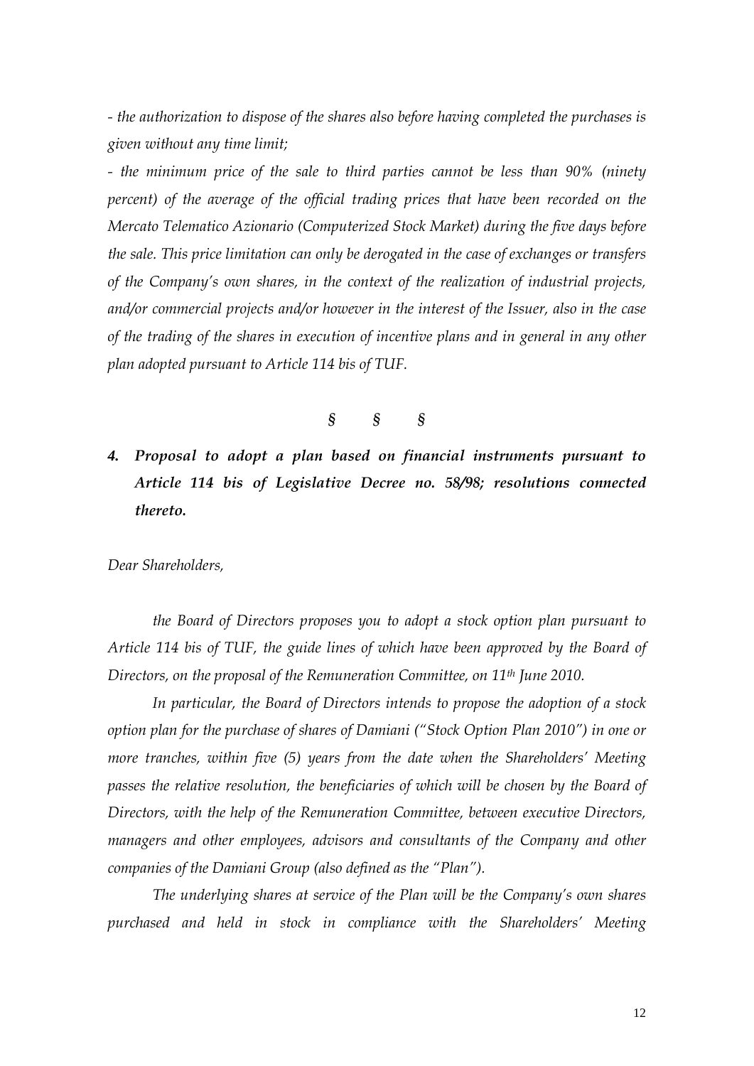*- the authorization to dispose of the shares also before having completed the purchases is given without any time limit;*

*- the minimum price of the sale to third parties cannot be less than 90% (ninety percent) of the average of the official trading prices that have been recorded on the Mercato Telematico Azionario (Computerized Stock Market) during the five days before the sale. This price limitation can only be derogated in the case of exchanges or transfers of the Company's own shares, in the context of the realization of industrial projects, and/or commercial projects and/or however in the interest of the Issuer, also in the case of the trading of the shares in execution of incentive plans and in general in any other plan adopted pursuant to Article 114 bis of TUF.*

*§ § §*

### *4. Proposal to adopt a plan based on financial instruments pursuant to Article 114 bis of Legislative Decree no. 58/98; resolutions connected thereto.*

*Dear Shareholders,*

*the Board of Directors proposes you to adopt a stock option plan pursuant to Article 114 bis of TUF, the guide lines of which have been approved by the Board of Directors, on the proposal of the Remuneration Committee, on 11th June 2010.*

*In particular, the Board of Directors intends to propose the adoption of a stock option plan for the purchase of shares of Damiani ("Stock Option Plan 2010") in one or more tranches, within five (5) years from the date when the Shareholders' Meeting passes the relative resolution, the beneficiaries of which will be chosen by the Board of Directors, with the help of the Remuneration Committee, between executive Directors, managers and other employees, advisors and consultants of the Company and other companies of the Damiani Group (also defined as the "Plan").*

*The underlying shares at service of the Plan will be the Company's own shares purchased and held in stock in compliance with the Shareholders' Meeting*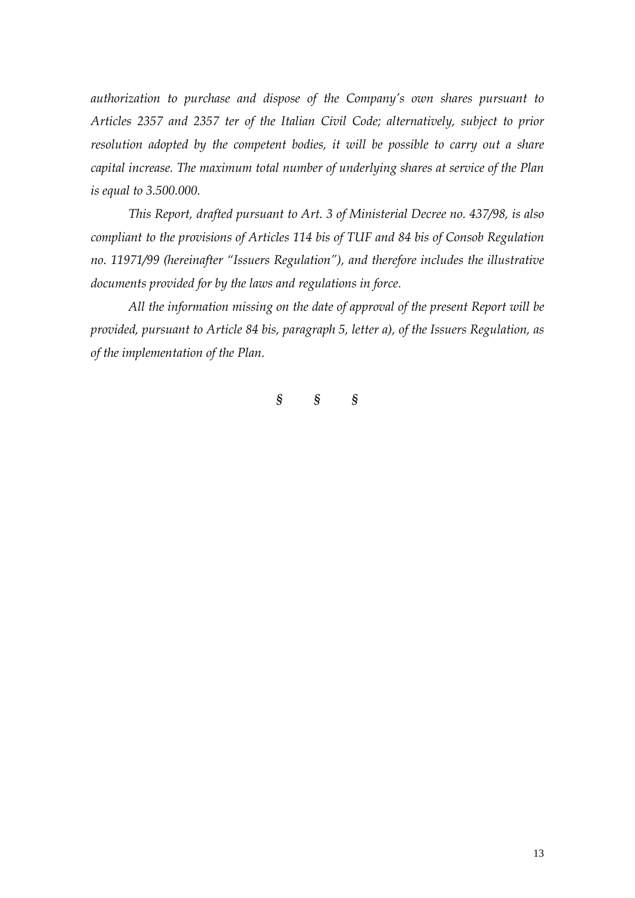*authorization to purchase and dispose of the Company's own shares pursuant to Articles 2357 and 2357 ter of the Italian Civil Code; alternatively, subject to prior resolution adopted by the competent bodies, it will be possible to carry out a share capital increase. The maximum total number of underlying shares at service of the Plan is equal to 3.500.000.*

*This Report, drafted pursuant to Art. 3 of Ministerial Decree no. 437/98, is also compliant to the provisions of Articles 114 bis of TUF and 84 bis of Consob Regulation no. 11971/99 (hereinafter "Issuers Regulation"), and therefore includes the illustrative documents provided for by the laws and regulations in force.*

*All the information missing on the date of approval of the present Report will be provided, pursuant to Article 84 bis, paragraph 5, letter a), of the Issuers Regulation, as of the implementation of the Plan.*

§ § §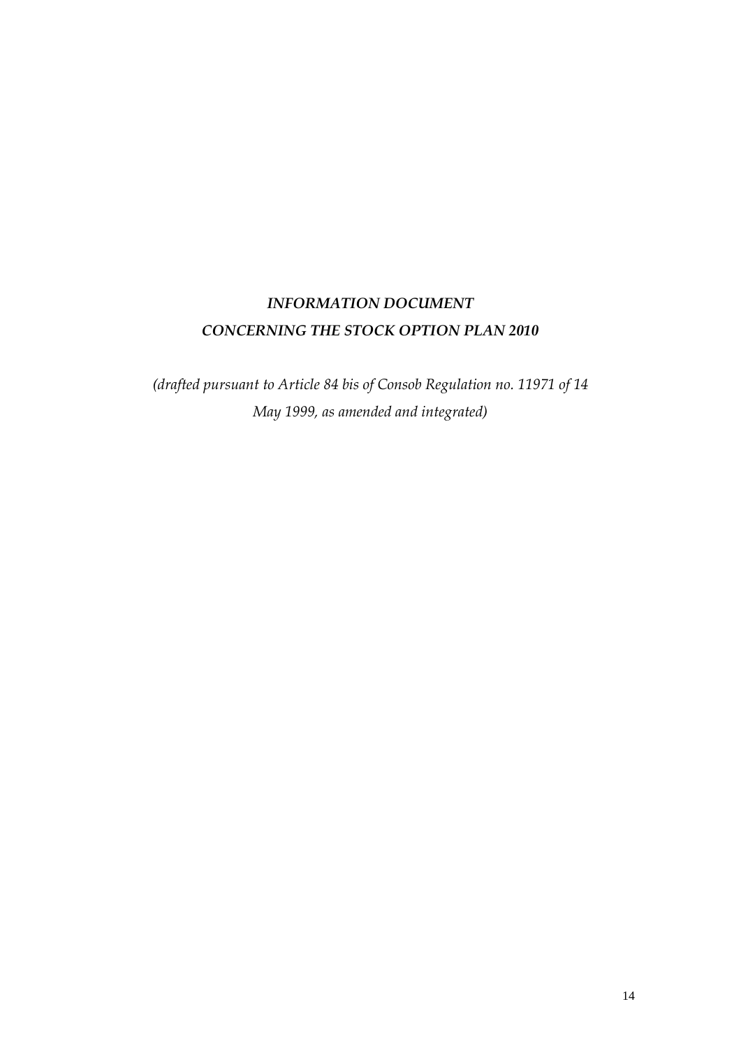# *INFORMATION DOCUMENT*
# *CONCERNING THE STOCK OPTION PLAN 2010*

*(drafted pursuant to Article 84 bis of Consob Regulation no. 11971 of 14 May 1999, as amended and integrated)*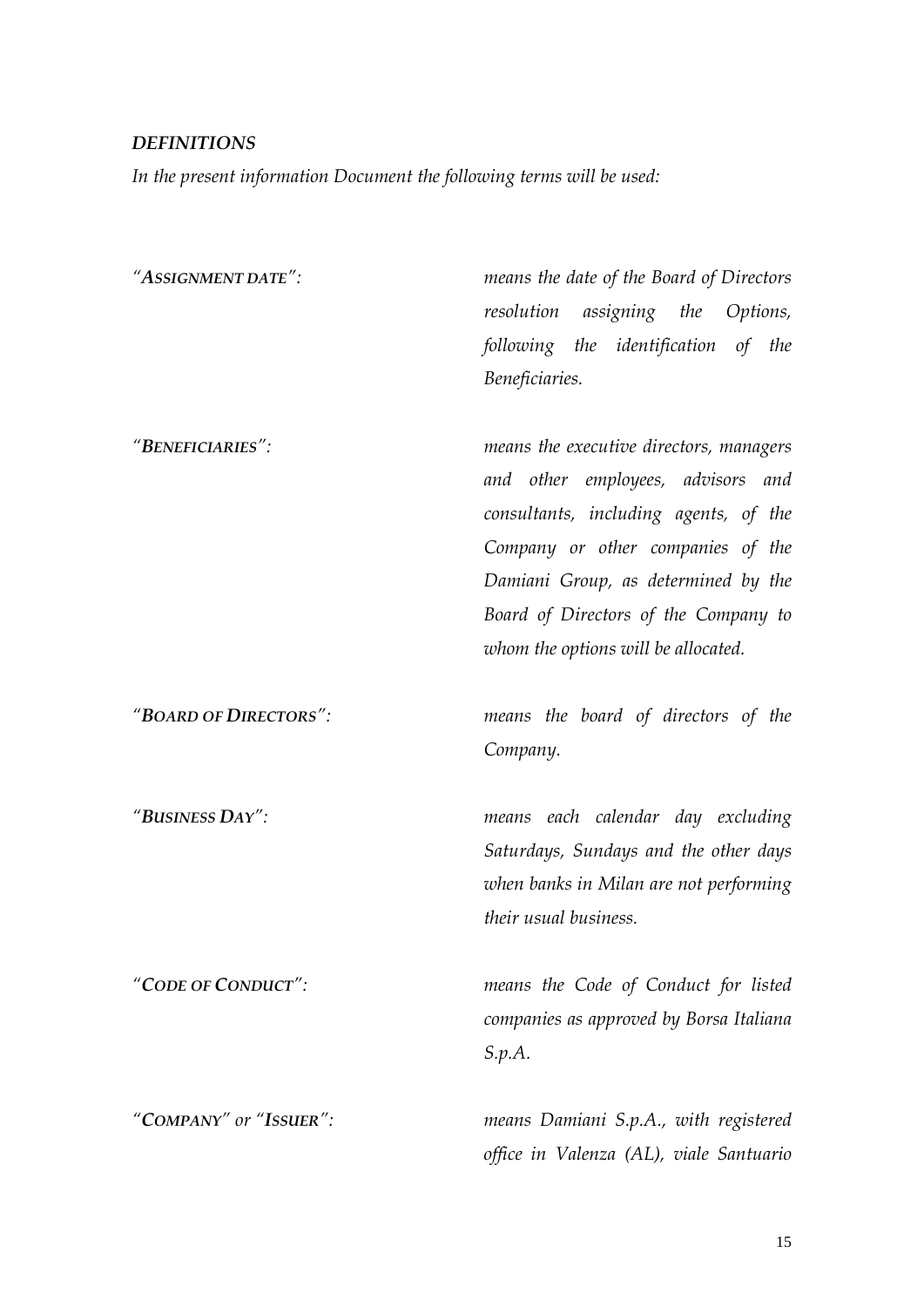### *DEFINITIONS*

*In the present information Document the following terms will be used:*

*"**ASSIGNMENT DATE**":* *means the date of the Board of Directors resolution assigning the Options, following the identification of the Beneficiaries.*

*"**BENEFICIARIES**":* *means the executive directors, managers and other employees, advisors and consultants, including agents, of the Company or other companies of the Damiani Group, as determined by the Board of Directors of the Company to whom the options will be allocated.*

*"**BOARD OF DIRECTORS**":* *means the board of directors of the Company.*

*"**BUSINESS DAY**":* *means each calendar day excluding Saturdays, Sundays and the other days when banks in Milan are not performing their usual business.*

*"**CODE OF CONDUCT**":* *means the Code of Conduct for listed companies as approved by Borsa Italiana S.p.A.*

*"**COMPANY**" or "**ISSUER**":* *means Damiani S.p.A., with registered office in Valenza (AL), viale Santuario*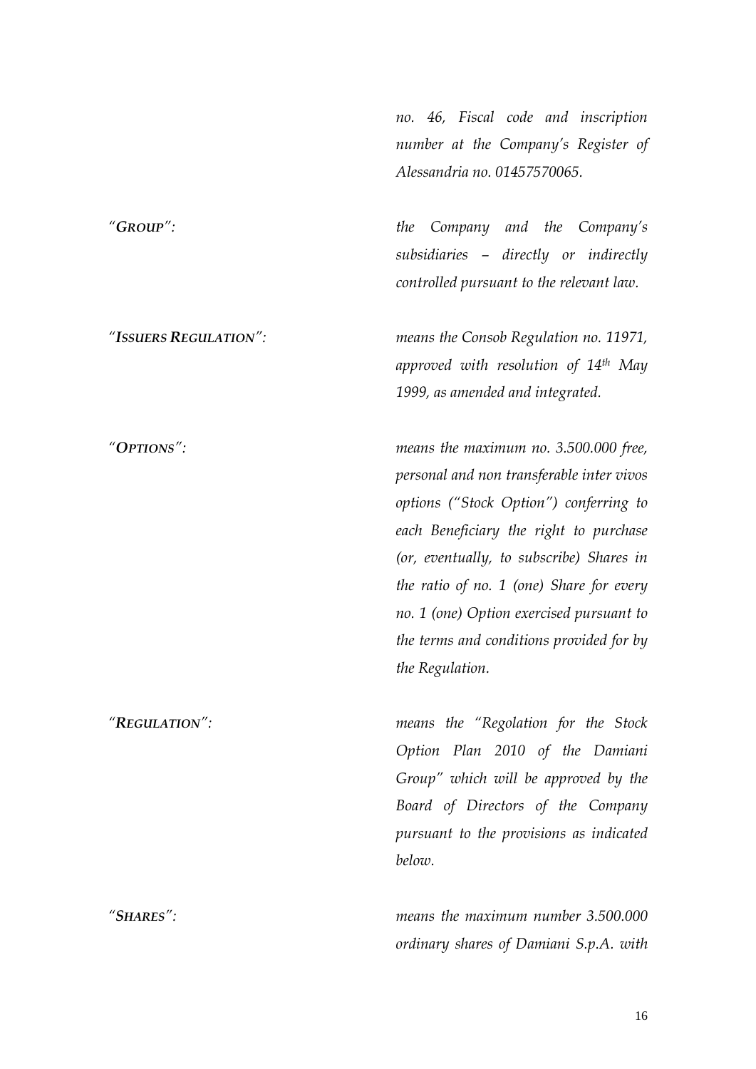*no. 46, Fiscal code and inscription number at the Company's Register of Alessandria no. 01457570065.*

| | |
|---|---|
| "***GROUP***": | *the Company and the Company's subsidiaries – directly or indirectly controlled pursuant to the relevant law.* |
| "***ISSUERS REGULATION***": | *means the Consob Regulation no. 11971, approved with resolution of 14th May 1999, as amended and integrated.* |
| "***OPTIONS***": | *means the maximum no. 3.500.000 free, personal and non transferable inter vivos options ("Stock Option") conferring to each Beneficiary the right to purchase (or, eventually, to subscribe) Shares in the ratio of no. 1 (one) Share for every no. 1 (one) Option exercised pursuant to the terms and conditions provided for by the Regulation.* |
| "***REGULATION***": | *means the "Regolation for the Stock Option Plan 2010 of the Damiani Group" which will be approved by the Board of Directors of the Company pursuant to the provisions as indicated below.* |
| "***SHARES***": | *means the maximum number 3.500.000 ordinary shares of Damiani S.p.A. with* |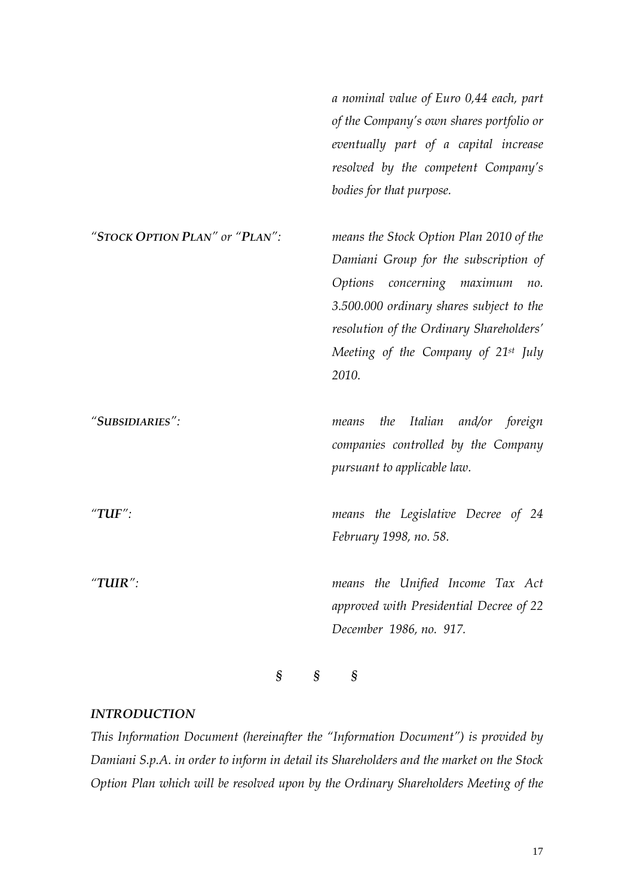*a nominal value of Euro 0,44 each, part of the Company's own shares portfolio or eventually part of a capital increase resolved by the competent Company's bodies for that purpose.*

| | |
|---|---|
| *"**STOCK OPTION PLAN**" or "**PLAN**":* | *means the Stock Option Plan 2010 of the Damiani Group for the subscription of Options concerning maximum no. 3.500.000 ordinary shares subject to the resolution of the Ordinary Shareholders' Meeting of the Company of 21st July 2010.* |
| *"**SUBSIDIARIES**":* | *means the Italian and/or foreign companies controlled by the Company pursuant to applicable law.* |
| *"**TUF**":* | *means the Legislative Decree of 24 February 1998, no. 58.* |
| *"**TUIR**":* | *means the Unified Income Tax Act approved with Presidential Decree of 22 December 1986, no. 917.* |

*§ § §*

***INTRODUCTION***

*This Information Document (hereinafter the "Information Document") is provided by Damiani S.p.A. in order to inform in detail its Shareholders and the market on the Stock Option Plan which will be resolved upon by the Ordinary Shareholders Meeting of the*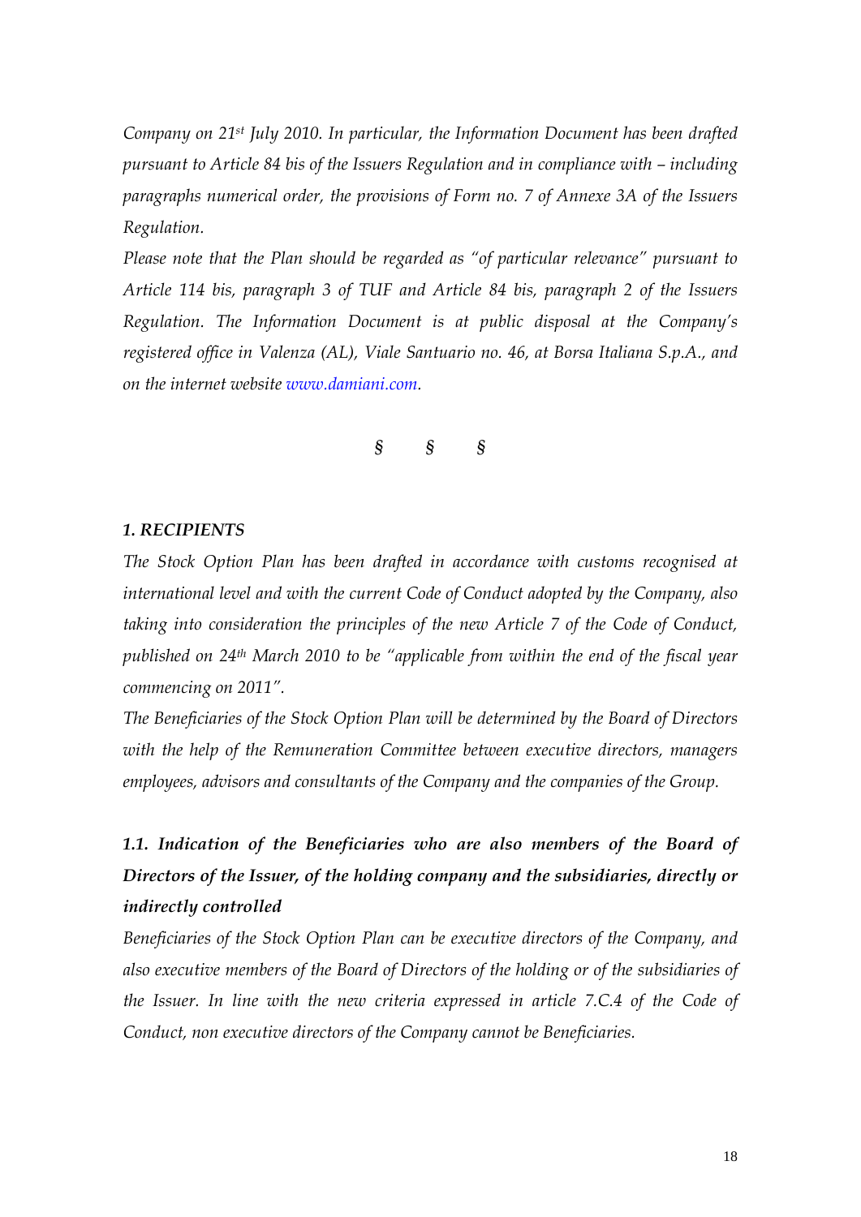*Company on 21st July 2010. In particular, the Information Document has been drafted pursuant to Article 84 bis of the Issuers Regulation and in compliance with – including paragraphs numerical order, the provisions of Form no. 7 of Annexe 3A of the Issuers Regulation.*

*Please note that the Plan should be regarded as "of particular relevance" pursuant to Article 114 bis, paragraph 3 of TUF and Article 84 bis, paragraph 2 of the Issuers Regulation. The Information Document is at public disposal at the Company's registered office in Valenza (AL), Viale Santuario no. 46, at Borsa Italiana S.p.A., and on the internet website www.damiani.com.*

§ § §

***1. RECIPIENTS***

*The Stock Option Plan has been drafted in accordance with customs recognised at international level and with the current Code of Conduct adopted by the Company, also taking into consideration the principles of the new Article 7 of the Code of Conduct, published on 24th March 2010 to be "applicable from within the end of the fiscal year commencing on 2011".*

*The Beneficiaries of the Stock Option Plan will be determined by the Board of Directors with the help of the Remuneration Committee between executive directors, managers employees, advisors and consultants of the Company and the companies of the Group.*

***1.1. Indication of the Beneficiaries who are also members of the Board of Directors of the Issuer, of the holding company and the subsidiaries, directly or indirectly controlled***

*Beneficiaries of the Stock Option Plan can be executive directors of the Company, and also executive members of the Board of Directors of the holding or of the subsidiaries of the Issuer. In line with the new criteria expressed in article 7.C.4 of the Code of Conduct, non executive directors of the Company cannot be Beneficiaries.*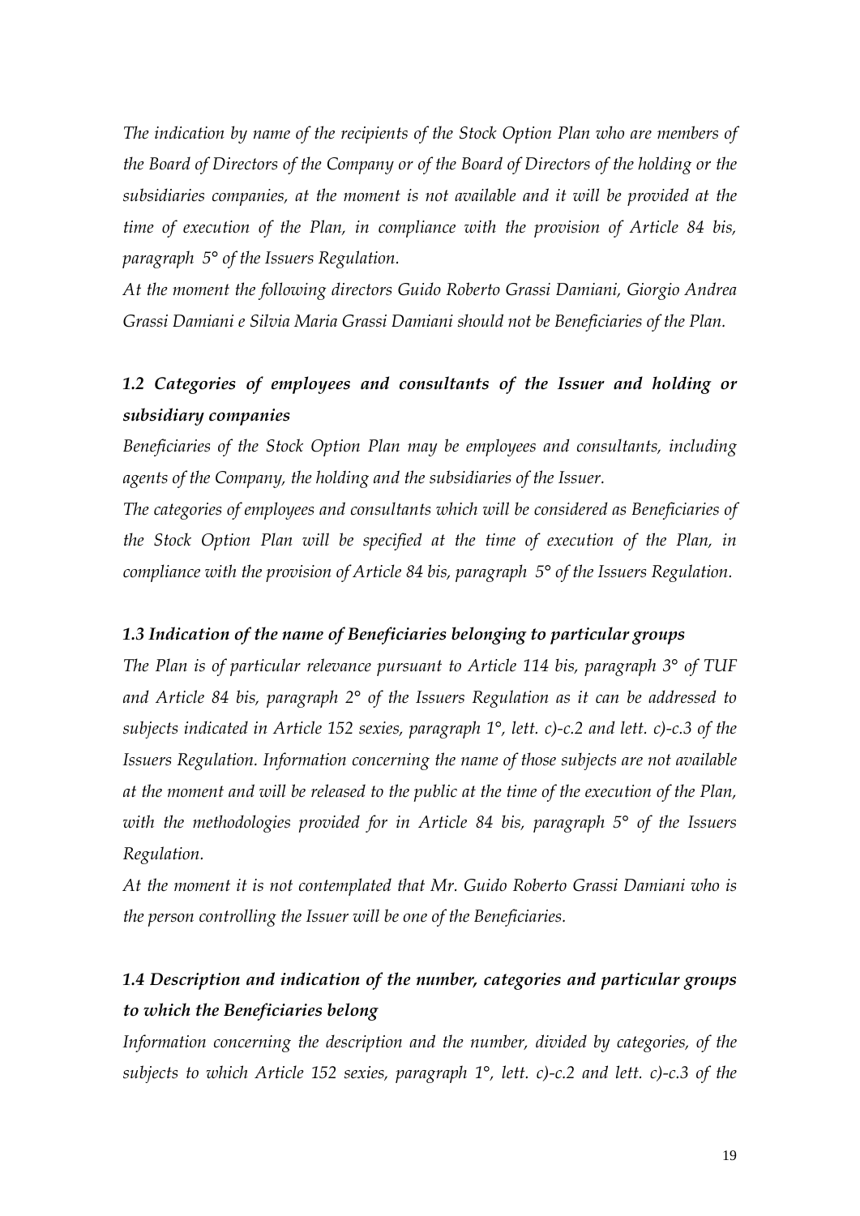*The indication by name of the recipients of the Stock Option Plan who are members of the Board of Directors of the Company or of the Board of Directors of the holding or the subsidiaries companies, at the moment is not available and it will be provided at the time of execution of the Plan, in compliance with the provision of Article 84 bis, paragraph 5° of the Issuers Regulation.*

*At the moment the following directors Guido Roberto Grassi Damiani, Giorgio Andrea Grassi Damiani e Silvia Maria Grassi Damiani should not be Beneficiaries of the Plan.*

### *1.2 Categories of employees and consultants of the Issuer and holding or subsidiary companies*

*Beneficiaries of the Stock Option Plan may be employees and consultants, including agents of the Company, the holding and the subsidiaries of the Issuer.*

*The categories of employees and consultants which will be considered as Beneficiaries of the Stock Option Plan will be specified at the time of execution of the Plan, in compliance with the provision of Article 84 bis, paragraph 5° of the Issuers Regulation.*

### *1.3 Indication of the name of Beneficiaries belonging to particular groups*

*The Plan is of particular relevance pursuant to Article 114 bis, paragraph 3° of TUF and Article 84 bis, paragraph 2° of the Issuers Regulation as it can be addressed to subjects indicated in Article 152 sexies, paragraph 1°, lett. c)-c.2 and lett. c)-c.3 of the Issuers Regulation. Information concerning the name of those subjects are not available at the moment and will be released to the public at the time of the execution of the Plan, with the methodologies provided for in Article 84 bis, paragraph 5° of the Issuers Regulation.*

*At the moment it is not contemplated that Mr. Guido Roberto Grassi Damiani who is the person controlling the Issuer will be one of the Beneficiaries.*

### *1.4 Description and indication of the number, categories and particular groups to which the Beneficiaries belong*

*Information concerning the description and the number, divided by categories, of the subjects to which Article 152 sexies, paragraph 1°, lett. c)-c.2 and lett. c)-c.3 of the*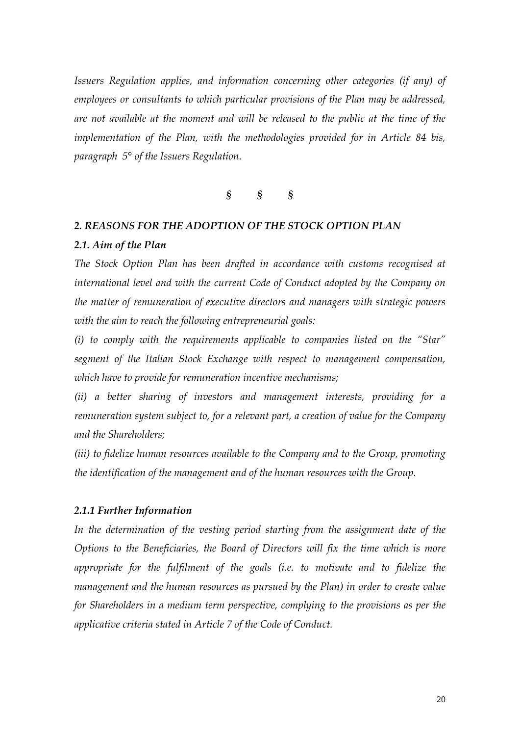*Issuers Regulation applies, and information concerning other categories (if any) of employees or consultants to which particular provisions of the Plan may be addressed, are not available at the moment and will be released to the public at the time of the implementation of the Plan, with the methodologies provided for in Article 84 bis, paragraph 5° of the Issuers Regulation.*

*§ § §*

## *2. REASONS FOR THE ADOPTION OF THE STOCK OPTION PLAN*

### *2.1. Aim of the Plan*

*The Stock Option Plan has been drafted in accordance with customs recognised at international level and with the current Code of Conduct adopted by the Company on the matter of remuneration of executive directors and managers with strategic powers with the aim to reach the following entrepreneurial goals:*

*(i) to comply with the requirements applicable to companies listed on the "Star" segment of the Italian Stock Exchange with respect to management compensation, which have to provide for remuneration incentive mechanisms;*

*(ii) a better sharing of investors and management interests, providing for a remuneration system subject to, for a relevant part, a creation of value for the Company and the Shareholders;*

*(iii) to fidelize human resources available to the Company and to the Group, promoting the identification of the management and of the human resources with the Group.*

### *2.1.1 Further Information*

*In the determination of the vesting period starting from the assignment date of the Options to the Beneficiaries, the Board of Directors will fix the time which is more appropriate for the fulfilment of the goals (i.e. to motivate and to fidelize the management and the human resources as pursued by the Plan) in order to create value for Shareholders in a medium term perspective, complying to the provisions as per the applicative criteria stated in Article 7 of the Code of Conduct.*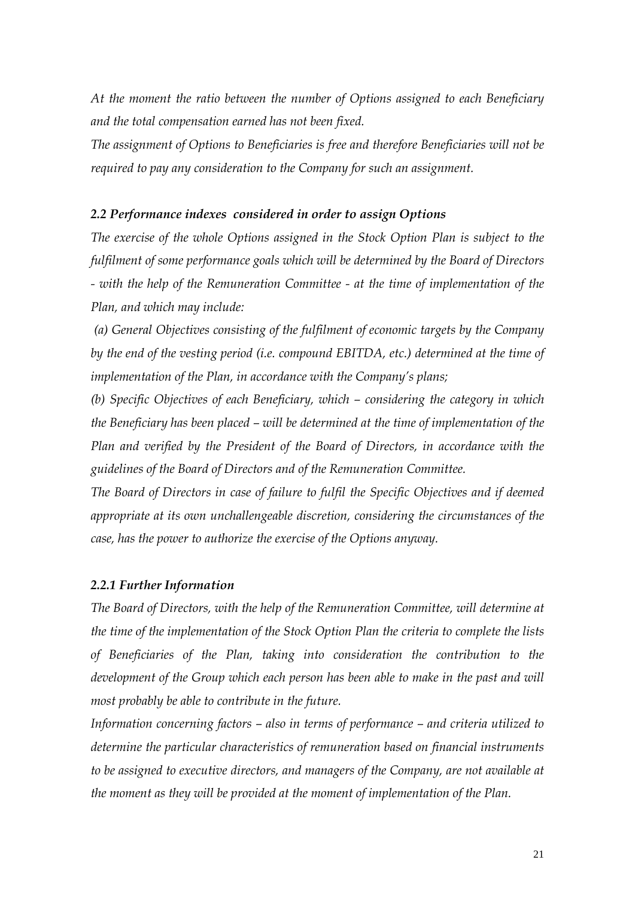*At the moment the ratio between the number of Options assigned to each Beneficiary and the total compensation earned has not been fixed.*

*The assignment of Options to Beneficiaries is free and therefore Beneficiaries will not be required to pay any consideration to the Company for such an assignment.*

### *2.2 Performance indexes considered in order to assign Options*

*The exercise of the whole Options assigned in the Stock Option Plan is subject to the fulfilment of some performance goals which will be determined by the Board of Directors - with the help of the Remuneration Committee - at the time of implementation of the Plan, and which may include:*

*(a) General Objectives consisting of the fulfilment of economic targets by the Company by the end of the vesting period (i.e. compound EBITDA, etc.) determined at the time of implementation of the Plan, in accordance with the Company's plans;*

*(b) Specific Objectives of each Beneficiary, which – considering the category in which the Beneficiary has been placed – will be determined at the time of implementation of the Plan and verified by the President of the Board of Directors, in accordance with the guidelines of the Board of Directors and of the Remuneration Committee.*

*The Board of Directors in case of failure to fulfil the Specific Objectives and if deemed appropriate at its own unchallengeable discretion, considering the circumstances of the case, has the power to authorize the exercise of the Options anyway.*

### *2.2.1 Further Information*

*The Board of Directors, with the help of the Remuneration Committee, will determine at the time of the implementation of the Stock Option Plan the criteria to complete the lists of Beneficiaries of the Plan, taking into consideration the contribution to the development of the Group which each person has been able to make in the past and will most probably be able to contribute in the future.*

*Information concerning factors – also in terms of performance – and criteria utilized to determine the particular characteristics of remuneration based on financial instruments to be assigned to executive directors, and managers of the Company, are not available at the moment as they will be provided at the moment of implementation of the Plan.*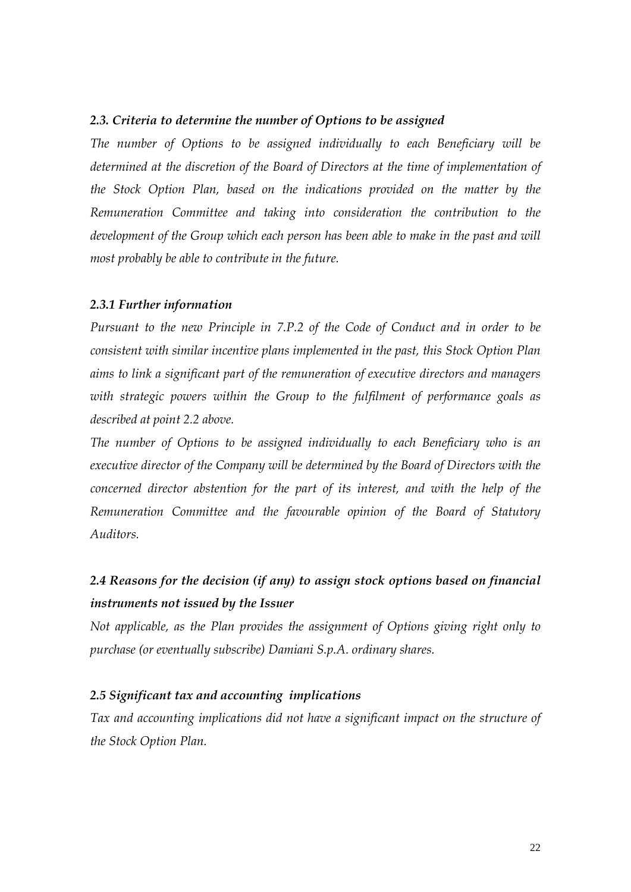### *2.3. Criteria to determine the number of Options to be assigned*

*The number of Options to be assigned individually to each Beneficiary will be determined at the discretion of the Board of Directors at the time of implementation of the Stock Option Plan, based on the indications provided on the matter by the Remuneration Committee and taking into consideration the contribution to the development of the Group which each person has been able to make in the past and will most probably be able to contribute in the future.*

### *2.3.1 Further information*

*Pursuant to the new Principle in 7.P.2 of the Code of Conduct and in order to be consistent with similar incentive plans implemented in the past, this Stock Option Plan aims to link a significant part of the remuneration of executive directors and managers with strategic powers within the Group to the fulfilment of performance goals as described at point 2.2 above.*

*The number of Options to be assigned individually to each Beneficiary who is an executive director of the Company will be determined by the Board of Directors with the concerned director abstention for the part of its interest, and with the help of the Remuneration Committee and the favourable opinion of the Board of Statutory Auditors.*

### *2.4 Reasons for the decision (if any) to assign stock options based on financial instruments not issued by the Issuer*

*Not applicable, as the Plan provides the assignment of Options giving right only to purchase (or eventually subscribe) Damiani S.p.A. ordinary shares.*

### *2.5 Significant tax and accounting implications*

*Tax and accounting implications did not have a significant impact on the structure of the Stock Option Plan.*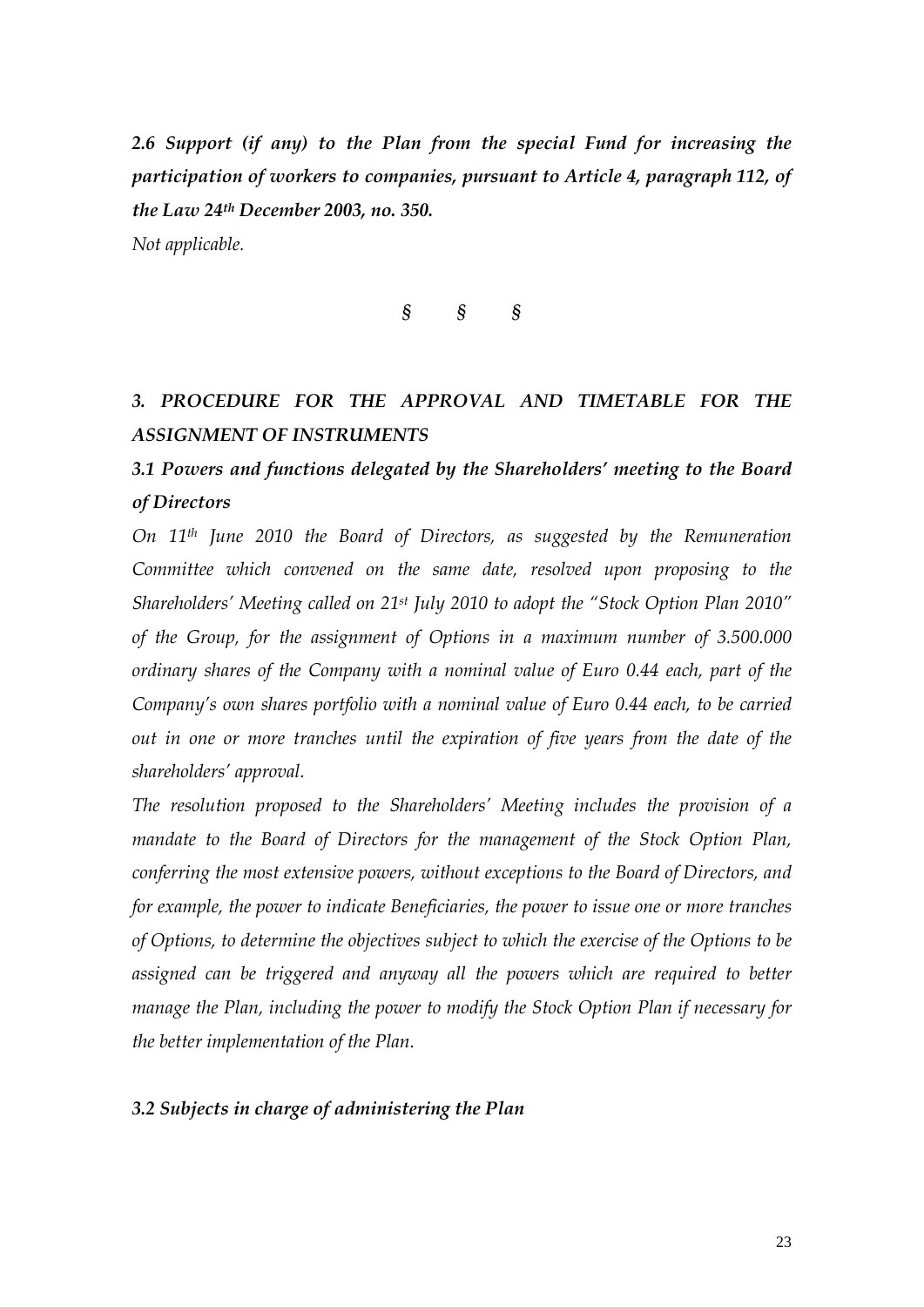***2.6 Support (if any) to the Plan from the special Fund for increasing the participation of workers to companies, pursuant to Article 4, paragraph 112, of the Law 24th December 2003, no. 350.***

*Not applicable.*

*§ § §*

## *3. PROCEDURE FOR THE APPROVAL AND TIMETABLE FOR THE ASSIGNMENT OF INSTRUMENTS*

### *3.1 Powers and functions delegated by the Shareholders' meeting to the Board of Directors*

*On 11th June 2010 the Board of Directors, as suggested by the Remuneration Committee which convened on the same date, resolved upon proposing to the Shareholders' Meeting called on 21st July 2010 to adopt the "Stock Option Plan 2010" of the Group, for the assignment of Options in a maximum number of 3.500.000 ordinary shares of the Company with a nominal value of Euro 0.44 each, part of the Company's own shares portfolio with a nominal value of Euro 0.44 each, to be carried out in one or more tranches until the expiration of five years from the date of the shareholders' approval.*

*The resolution proposed to the Shareholders' Meeting includes the provision of a mandate to the Board of Directors for the management of the Stock Option Plan, conferring the most extensive powers, without exceptions to the Board of Directors, and for example, the power to indicate Beneficiaries, the power to issue one or more tranches of Options, to determine the objectives subject to which the exercise of the Options to be assigned can be triggered and anyway all the powers which are required to better manage the Plan, including the power to modify the Stock Option Plan if necessary for the better implementation of the Plan.*

### *3.2 Subjects in charge of administering the Plan*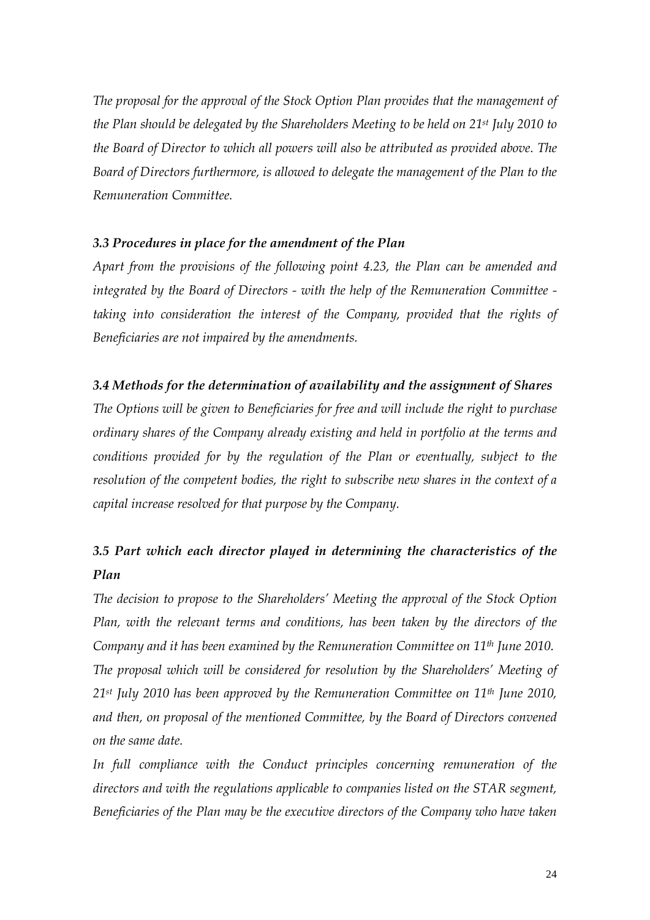*The proposal for the approval of the Stock Option Plan provides that the management of the Plan should be delegated by the Shareholders Meeting to be held on 21st July 2010 to the Board of Director to which all powers will also be attributed as provided above. The Board of Directors furthermore, is allowed to delegate the management of the Plan to the Remuneration Committee.*

### *3.3 Procedures in place for the amendment of the Plan*

*Apart from the provisions of the following point 4.23, the Plan can be amended and integrated by the Board of Directors - with the help of the Remuneration Committee - taking into consideration the interest of the Company, provided that the rights of Beneficiaries are not impaired by the amendments.*

### *3.4 Methods for the determination of availability and the assignment of Shares*

*The Options will be given to Beneficiaries for free and will include the right to purchase ordinary shares of the Company already existing and held in portfolio at the terms and conditions provided for by the regulation of the Plan or eventually, subject to the resolution of the competent bodies, the right to subscribe new shares in the context of a capital increase resolved for that purpose by the Company.*

### *3.5 Part which each director played in determining the characteristics of the Plan*

*The decision to propose to the Shareholders' Meeting the approval of the Stock Option Plan, with the relevant terms and conditions, has been taken by the directors of the Company and it has been examined by the Remuneration Committee on 11th June 2010. The proposal which will be considered for resolution by the Shareholders' Meeting of 21st July 2010 has been approved by the Remuneration Committee on 11th June 2010, and then, on proposal of the mentioned Committee, by the Board of Directors convened on the same date.*

*In full compliance with the Conduct principles concerning remuneration of the directors and with the regulations applicable to companies listed on the STAR segment, Beneficiaries of the Plan may be the executive directors of the Company who have taken*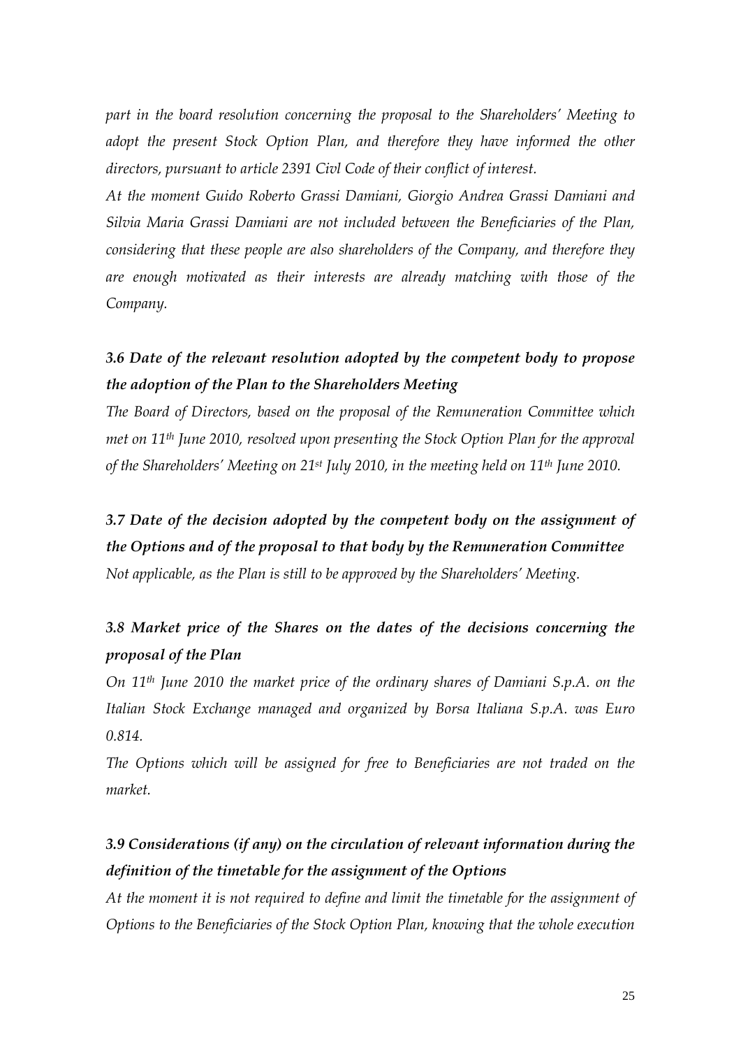*part in the board resolution concerning the proposal to the Shareholders' Meeting to adopt the present Stock Option Plan, and therefore they have informed the other directors, pursuant to article 2391 Civl Code of their conflict of interest.*

*At the moment Guido Roberto Grassi Damiani, Giorgio Andrea Grassi Damiani and Silvia Maria Grassi Damiani are not included between the Beneficiaries of the Plan, considering that these people are also shareholders of the Company, and therefore they are enough motivated as their interests are already matching with those of the Company.*

### *3.6 Date of the relevant resolution adopted by the competent body to propose the adoption of the Plan to the Shareholders Meeting*

*The Board of Directors, based on the proposal of the Remuneration Committee which met on 11th June 2010, resolved upon presenting the Stock Option Plan for the approval of the Shareholders' Meeting on 21st July 2010, in the meeting held on 11th June 2010.*

### *3.7 Date of the decision adopted by the competent body on the assignment of the Options and of the proposal to that body by the Remuneration Committee*

*Not applicable, as the Plan is still to be approved by the Shareholders' Meeting.*

### *3.8 Market price of the Shares on the dates of the decisions concerning the proposal of the Plan*

*On 11th June 2010 the market price of the ordinary shares of Damiani S.p.A. on the Italian Stock Exchange managed and organized by Borsa Italiana S.p.A. was Euro 0.814.*

*The Options which will be assigned for free to Beneficiaries are not traded on the market.*

### *3.9 Considerations (if any) on the circulation of relevant information during the definition of the timetable for the assignment of the Options*

*At the moment it is not required to define and limit the timetable for the assignment of Options to the Beneficiaries of the Stock Option Plan, knowing that the whole execution*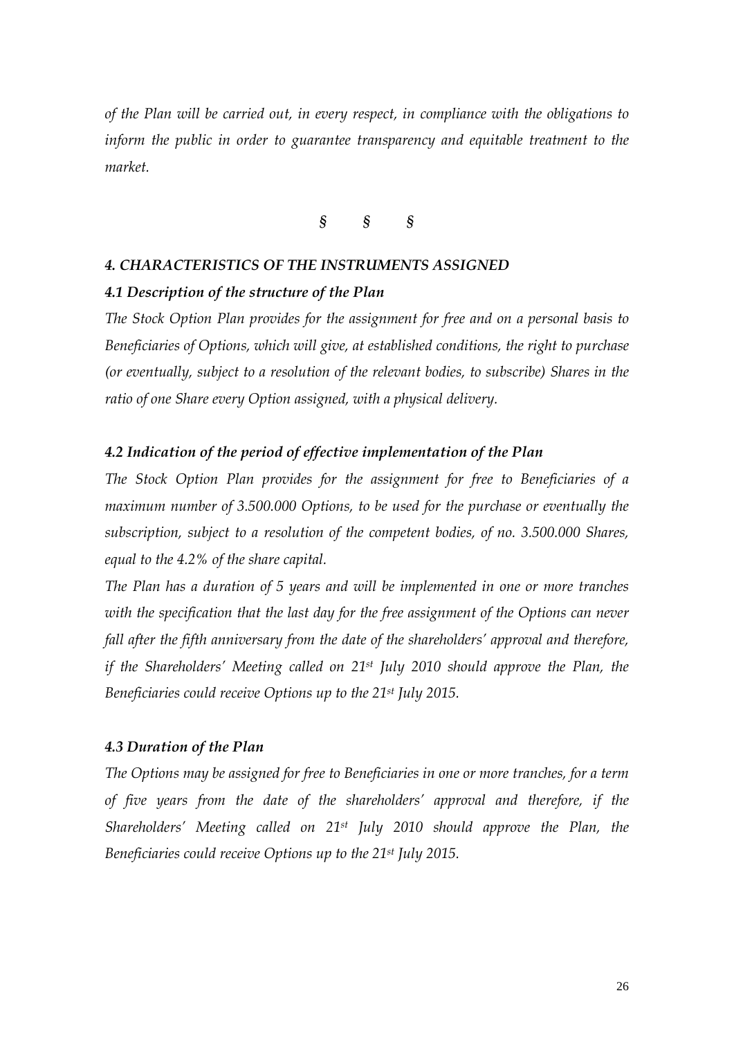*of the Plan will be carried out, in every respect, in compliance with the obligations to inform the public in order to guarantee transparency and equitable treatment to the market.*

§ § §

### *4. CHARACTERISTICS OF THE INSTRUMENTS ASSIGNED*

#### *4.1 Description of the structure of the Plan*

*The Stock Option Plan provides for the assignment for free and on a personal basis to Beneficiaries of Options, which will give, at established conditions, the right to purchase (or eventually, subject to a resolution of the relevant bodies, to subscribe) Shares in the ratio of one Share every Option assigned, with a physical delivery.*

#### *4.2 Indication of the period of effective implementation of the Plan*

*The Stock Option Plan provides for the assignment for free to Beneficiaries of a maximum number of 3.500.000 Options, to be used for the purchase or eventually the subscription, subject to a resolution of the competent bodies, of no. 3.500.000 Shares, equal to the 4.2% of the share capital.*

*The Plan has a duration of 5 years and will be implemented in one or more tranches with the specification that the last day for the free assignment of the Options can never fall after the fifth anniversary from the date of the shareholders' approval and therefore, if the Shareholders' Meeting called on 21st July 2010 should approve the Plan, the Beneficiaries could receive Options up to the 21st July 2015.*

#### *4.3 Duration of the Plan*

*The Options may be assigned for free to Beneficiaries in one or more tranches, for a term of five years from the date of the shareholders' approval and therefore, if the Shareholders' Meeting called on 21st July 2010 should approve the Plan, the Beneficiaries could receive Options up to the 21st July 2015.*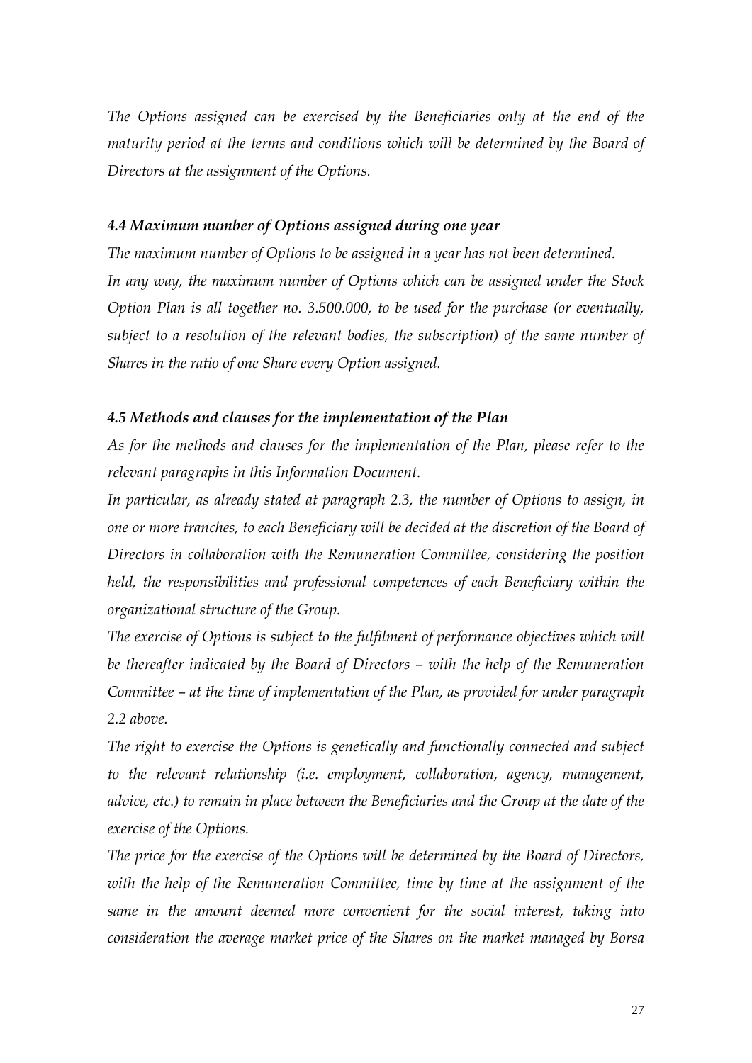*The Options assigned can be exercised by the Beneficiaries only at the end of the maturity period at the terms and conditions which will be determined by the Board of Directors at the assignment of the Options.*

### *4.4 Maximum number of Options assigned during one year*

*The maximum number of Options to be assigned in a year has not been determined.*

*In any way, the maximum number of Options which can be assigned under the Stock Option Plan is all together no. 3.500.000, to be used for the purchase (or eventually, subject to a resolution of the relevant bodies, the subscription) of the same number of Shares in the ratio of one Share every Option assigned.*

### *4.5 Methods and clauses for the implementation of the Plan*

*As for the methods and clauses for the implementation of the Plan, please refer to the relevant paragraphs in this Information Document.*

*In particular, as already stated at paragraph 2.3, the number of Options to assign, in one or more tranches, to each Beneficiary will be decided at the discretion of the Board of Directors in collaboration with the Remuneration Committee, considering the position held, the responsibilities and professional competences of each Beneficiary within the organizational structure of the Group.*

*The exercise of Options is subject to the fulfilment of performance objectives which will be thereafter indicated by the Board of Directors – with the help of the Remuneration Committee – at the time of implementation of the Plan, as provided for under paragraph 2.2 above.*

*The right to exercise the Options is genetically and functionally connected and subject to the relevant relationship (i.e. employment, collaboration, agency, management, advice, etc.) to remain in place between the Beneficiaries and the Group at the date of the exercise of the Options.*

*The price for the exercise of the Options will be determined by the Board of Directors, with the help of the Remuneration Committee, time by time at the assignment of the same in the amount deemed more convenient for the social interest, taking into consideration the average market price of the Shares on the market managed by Borsa*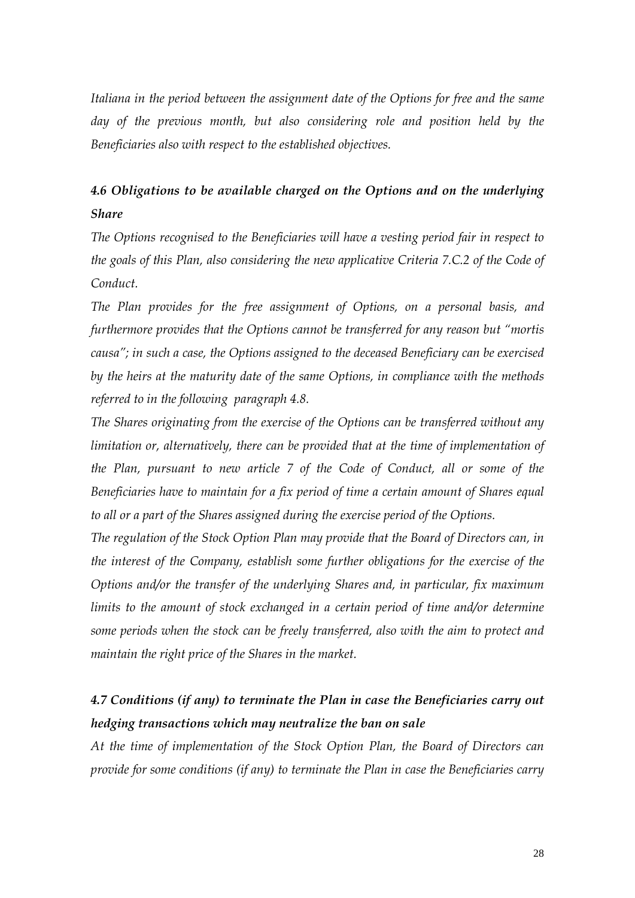*Italiana in the period between the assignment date of the Options for free and the same day of the previous month, but also considering role and position held by the Beneficiaries also with respect to the established objectives.*

### *4.6 Obligations to be available charged on the Options and on the underlying Share*

*The Options recognised to the Beneficiaries will have a vesting period fair in respect to the goals of this Plan, also considering the new applicative Criteria 7.C.2 of the Code of Conduct.*

*The Plan provides for the free assignment of Options, on a personal basis, and furthermore provides that the Options cannot be transferred for any reason but "mortis causa"; in such a case, the Options assigned to the deceased Beneficiary can be exercised by the heirs at the maturity date of the same Options, in compliance with the methods referred to in the following paragraph 4.8.*

*The Shares originating from the exercise of the Options can be transferred without any limitation or, alternatively, there can be provided that at the time of implementation of the Plan, pursuant to new article 7 of the Code of Conduct, all or some of the Beneficiaries have to maintain for a fix period of time a certain amount of Shares equal to all or a part of the Shares assigned during the exercise period of the Options.*

*The regulation of the Stock Option Plan may provide that the Board of Directors can, in the interest of the Company, establish some further obligations for the exercise of the Options and/or the transfer of the underlying Shares and, in particular, fix maximum limits to the amount of stock exchanged in a certain period of time and/or determine some periods when the stock can be freely transferred, also with the aim to protect and maintain the right price of the Shares in the market.*

### *4.7 Conditions (if any) to terminate the Plan in case the Beneficiaries carry out hedging transactions which may neutralize the ban on sale*

*At the time of implementation of the Stock Option Plan, the Board of Directors can provide for some conditions (if any) to terminate the Plan in case the Beneficiaries carry*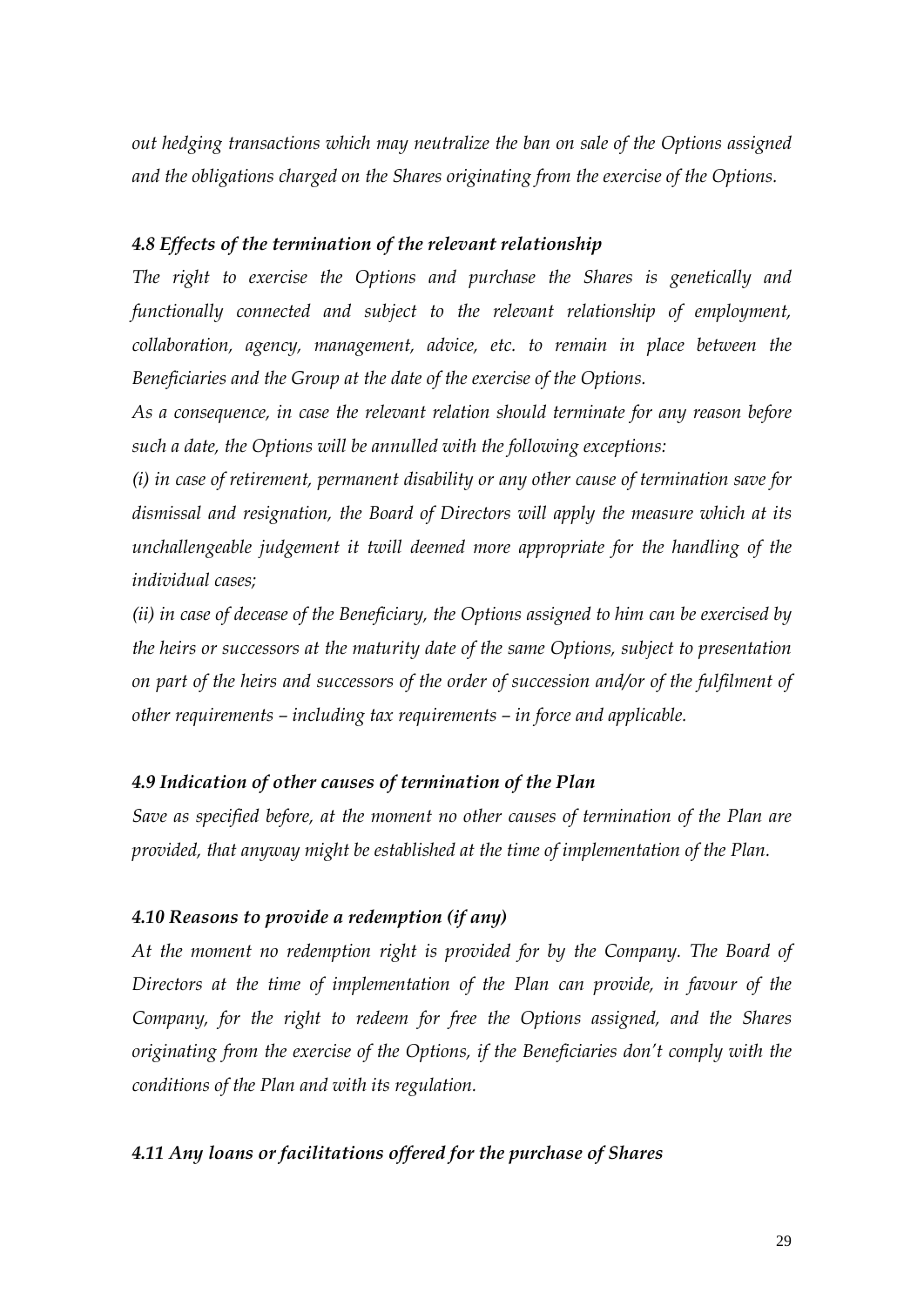*out hedging transactions which may neutralize the ban on sale of the Options assigned and the obligations charged on the Shares originating from the exercise of the Options.*

### *4.8 Effects of the termination of the relevant relationship*

*The right to exercise the Options and purchase the Shares is genetically and functionally connected and subject to the relevant relationship of employment, collaboration, agency, management, advice, etc. to remain in place between the Beneficiaries and the Group at the date of the exercise of the Options.*

*As a consequence, in case the relevant relation should terminate for any reason before such a date, the Options will be annulled with the following exceptions:*

*(i) in case of retirement, permanent disability or any other cause of termination save for dismissal and resignation, the Board of Directors will apply the measure which at its unchallengeable judgement it twill deemed more appropriate for the handling of the individual cases;*

*(ii) in case of decease of the Beneficiary, the Options assigned to him can be exercised by the heirs or successors at the maturity date of the same Options, subject to presentation on part of the heirs and successors of the order of succession and/or of the fulfilment of other requirements – including tax requirements – in force and applicable.*

### *4.9 Indication of other causes of termination of the Plan*

*Save as specified before, at the moment no other causes of termination of the Plan are provided, that anyway might be established at the time of implementation of the Plan.*

### *4.10 Reasons to provide a redemption (if any)*

*At the moment no redemption right is provided for by the Company. The Board of Directors at the time of implementation of the Plan can provide, in favour of the Company, for the right to redeem for free the Options assigned, and the Shares originating from the exercise of the Options, if the Beneficiaries don't comply with the conditions of the Plan and with its regulation.*

### *4.11 Any loans or facilitations offered for the purchase of Shares*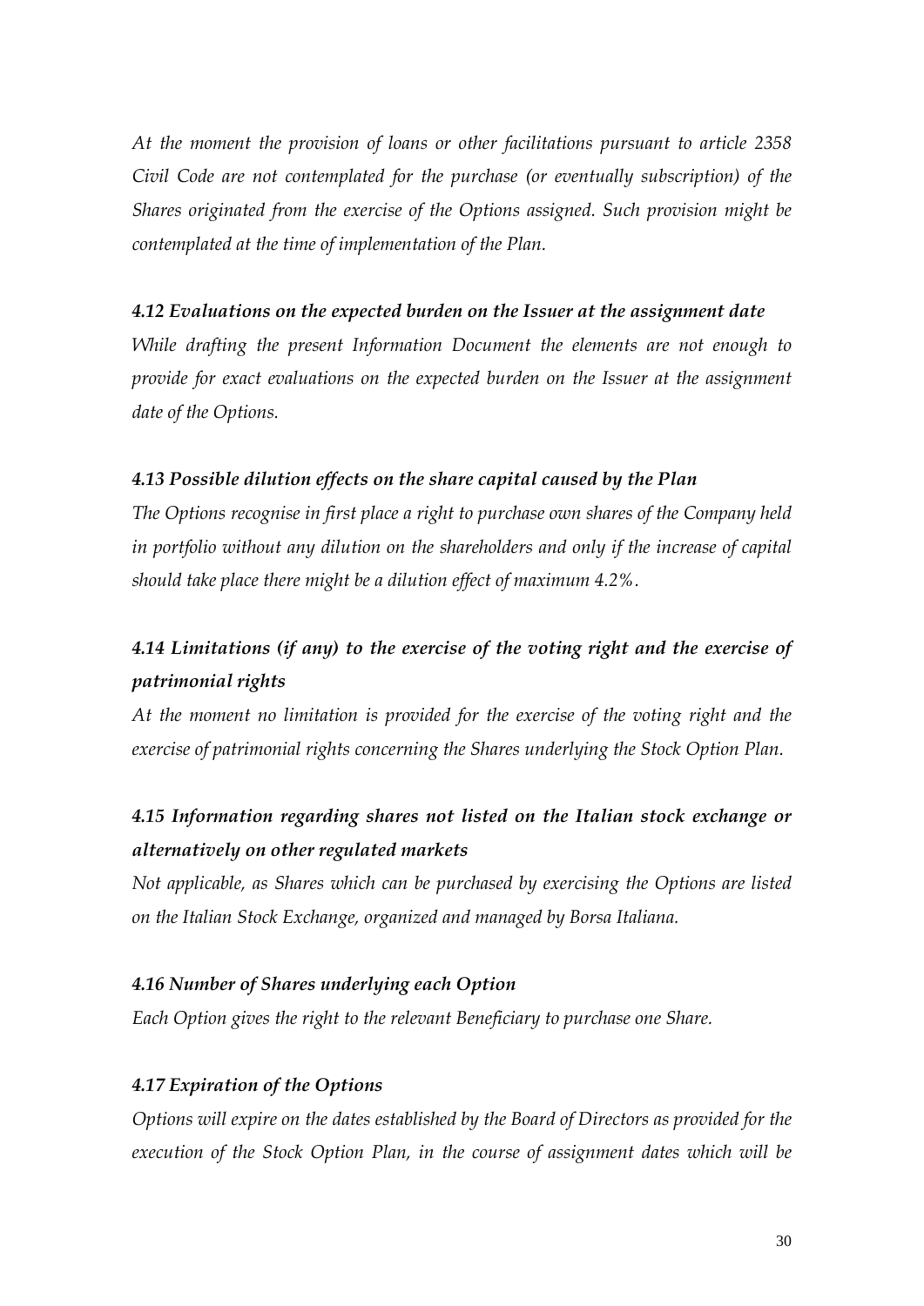*At the moment the provision of loans or other facilitations pursuant to article 2358 Civil Code are not contemplated for the purchase (or eventually subscription) of the Shares originated from the exercise of the Options assigned. Such provision might be contemplated at the time of implementation of the Plan.*

### *4.12 Evaluations on the expected burden on the Issuer at the assignment date*

*While drafting the present Information Document the elements are not enough to provide for exact evaluations on the expected burden on the Issuer at the assignment date of the Options.*

### *4.13 Possible dilution effects on the share capital caused by the Plan*

*The Options recognise in first place a right to purchase own shares of the Company held in portfolio without any dilution on the shareholders and only if the increase of capital should take place there might be a dilution effect of maximum 4.2%.*

### *4.14 Limitations (if any) to the exercise of the voting right and the exercise of patrimonial rights*

*At the moment no limitation is provided for the exercise of the voting right and the exercise of patrimonial rights concerning the Shares underlying the Stock Option Plan.*

### *4.15 Information regarding shares not listed on the Italian stock exchange or alternatively on other regulated markets*

*Not applicable, as Shares which can be purchased by exercising the Options are listed on the Italian Stock Exchange, organized and managed by Borsa Italiana.*

### *4.16 Number of Shares underlying each Option*

*Each Option gives the right to the relevant Beneficiary to purchase one Share.*

### *4.17 Expiration of the Options*

*Options will expire on the dates established by the Board of Directors as provided for the execution of the Stock Option Plan, in the course of assignment dates which will be*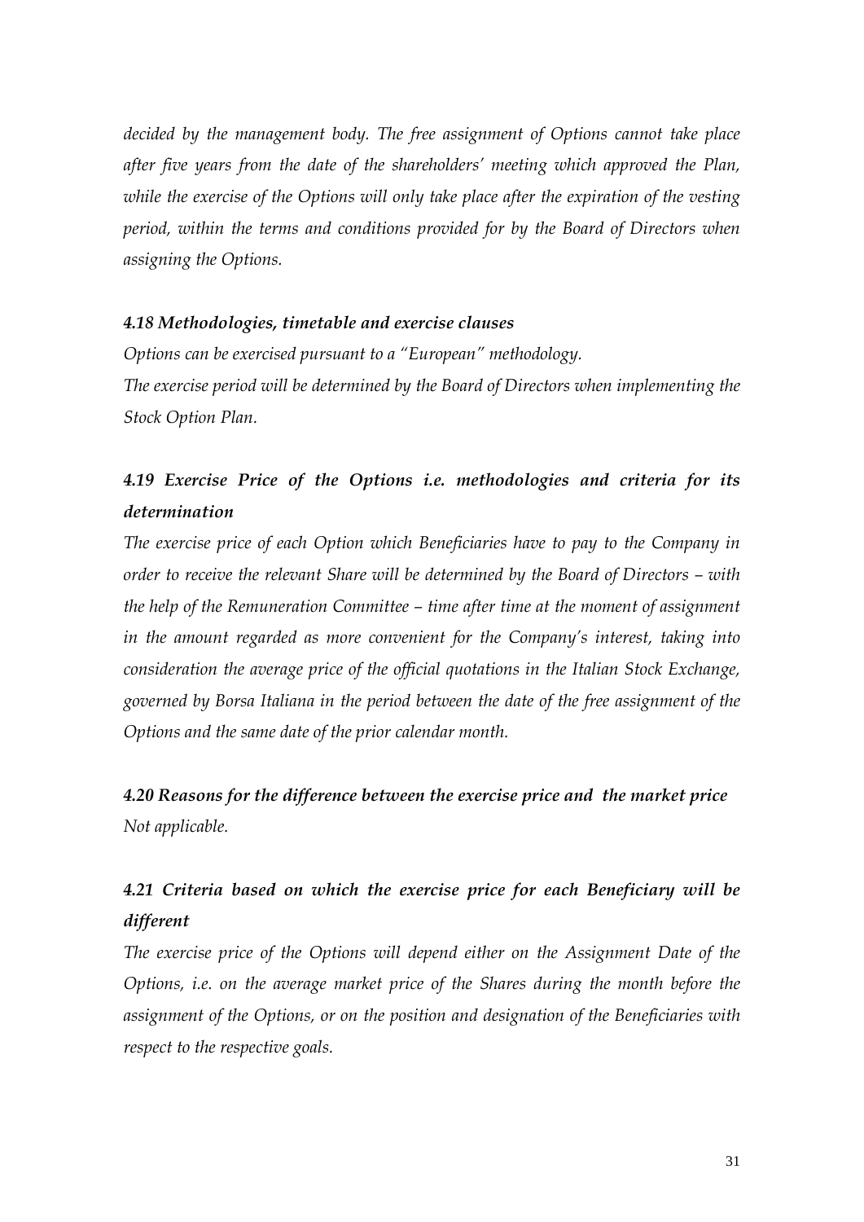*decided by the management body. The free assignment of Options cannot take place after five years from the date of the shareholders' meeting which approved the Plan, while the exercise of the Options will only take place after the expiration of the vesting period, within the terms and conditions provided for by the Board of Directors when assigning the Options.*

### *4.18 Methodologies, timetable and exercise clauses*

*Options can be exercised pursuant to a "European" methodology.*

*The exercise period will be determined by the Board of Directors when implementing the Stock Option Plan.*

### *4.19 Exercise Price of the Options i.e. methodologies and criteria for its determination*

*The exercise price of each Option which Beneficiaries have to pay to the Company in order to receive the relevant Share will be determined by the Board of Directors – with the help of the Remuneration Committee – time after time at the moment of assignment in the amount regarded as more convenient for the Company's interest, taking into consideration the average price of the official quotations in the Italian Stock Exchange, governed by Borsa Italiana in the period between the date of the free assignment of the Options and the same date of the prior calendar month.*

### *4.20 Reasons for the difference between the exercise price and the market price*

*Not applicable.*

### *4.21 Criteria based on which the exercise price for each Beneficiary will be different*

*The exercise price of the Options will depend either on the Assignment Date of the Options, i.e. on the average market price of the Shares during the month before the assignment of the Options, or on the position and designation of the Beneficiaries with respect to the respective goals.*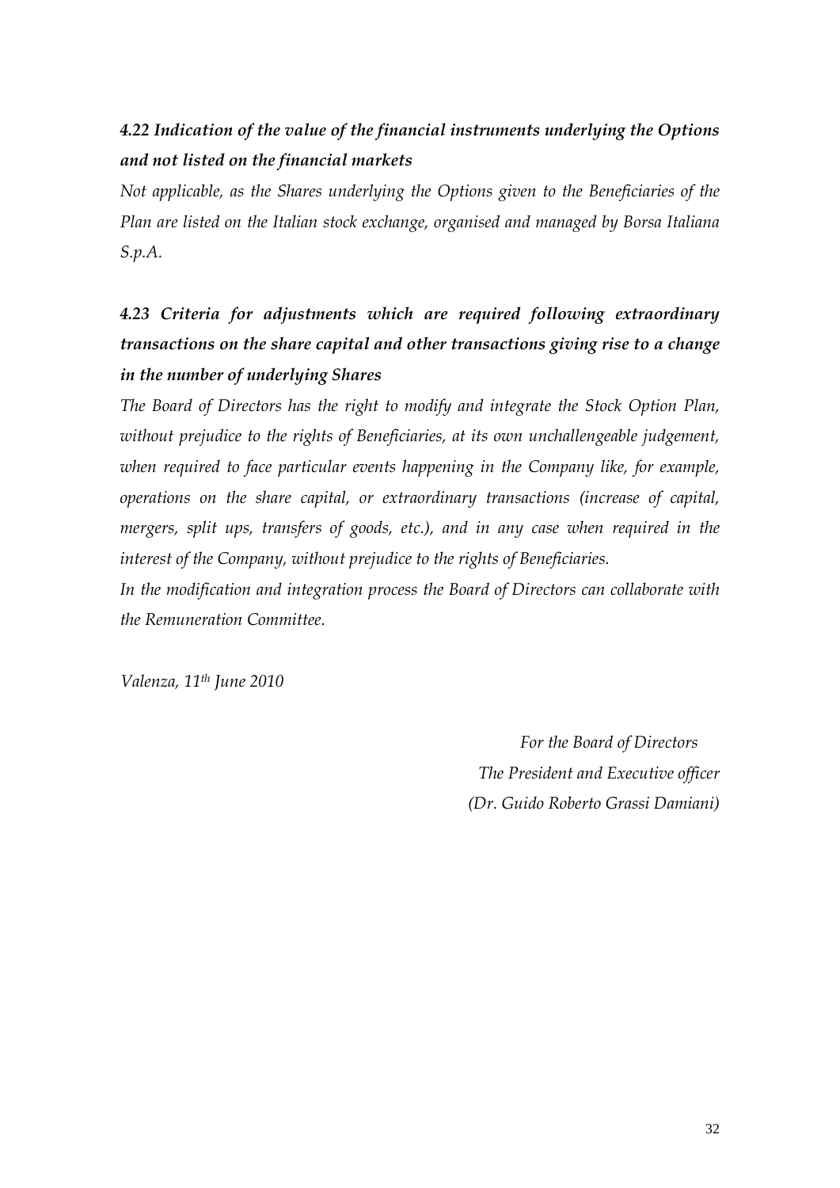### *4.22 Indication of the value of the financial instruments underlying the Options and not listed on the financial markets*

*Not applicable, as the Shares underlying the Options given to the Beneficiaries of the Plan are listed on the Italian stock exchange, organised and managed by Borsa Italiana S.p.A.*

### *4.23 Criteria for adjustments which are required following extraordinary transactions on the share capital and other transactions giving rise to a change in the number of underlying Shares*

*The Board of Directors has the right to modify and integrate the Stock Option Plan, without prejudice to the rights of Beneficiaries, at its own unchallengeable judgement, when required to face particular events happening in the Company like, for example, operations on the share capital, or extraordinary transactions (increase of capital, mergers, split ups, transfers of goods, etc.), and in any case when required in the interest of the Company, without prejudice to the rights of Beneficiaries.*

*In the modification and integration process the Board of Directors can collaborate with the Remuneration Committee.*

*Valenza, 11th June 2010*

*For the Board of Directors*
*The President and Executive officer*
*(Dr. Guido Roberto Grassi Damiani)*